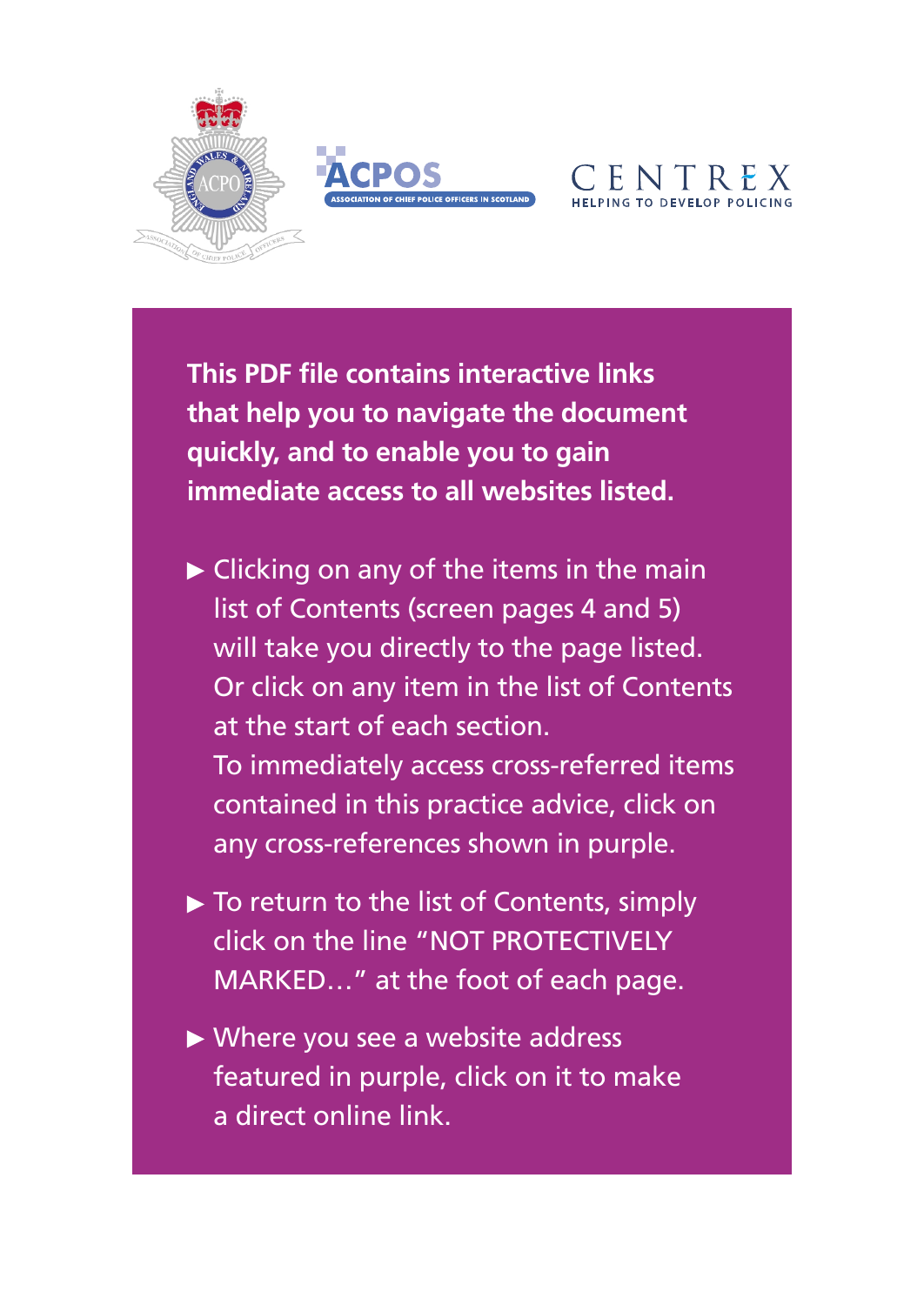ACPO

ACPOS
ASSOCIATION OF CHIEF POLICE OFFICERS IN SCOTLAND

CENTREX
HELPING TO DEVELOP POLICING

**This PDF file contains interactive links that help you to navigate the document quickly, and to enable you to gain immediate access to all websites listed.**

- Clicking on any of the items in the main list of Contents (screen pages 4 and 5) will take you directly to the page listed. Or click on any item in the list of Contents at the start of each section.
  To immediately access cross-referred items contained in this practice advice, click on any cross-references shown in purple.
- To return to the list of Contents, simply click on the line "NOT PROTECTIVELY MARKED…" at the foot of each page.
- Where you see a website address featured in purple, click on it to make a direct online link.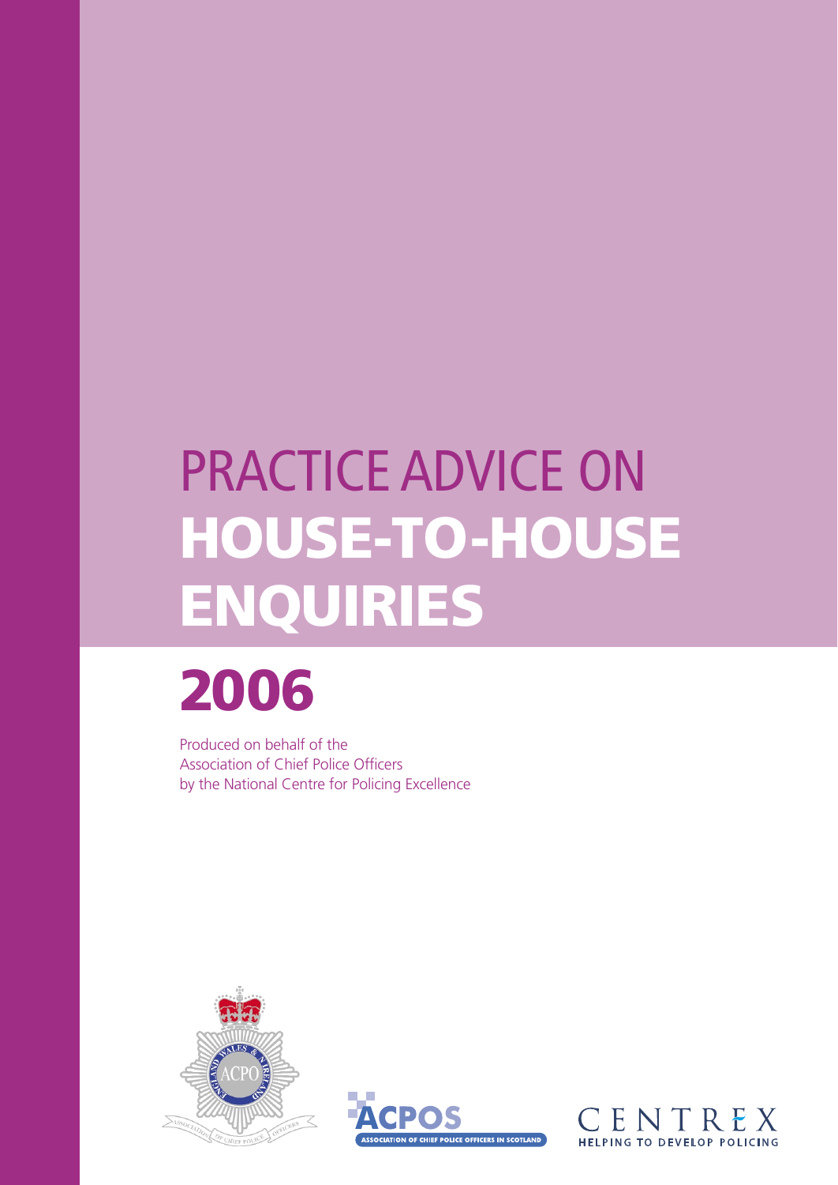# PRACTICE ADVICE ON HOUSE-TO-HOUSE ENQUIRIES

# 2006

Produced on behalf of the
Association of Chief Police Officers
by the National Centre for Policing Excellence

ACPOS
ASSOCIATION OF CHIEF POLICE OFFICERS IN SCOTLAND

CENTREX
HELPING TO DEVELOP POLICING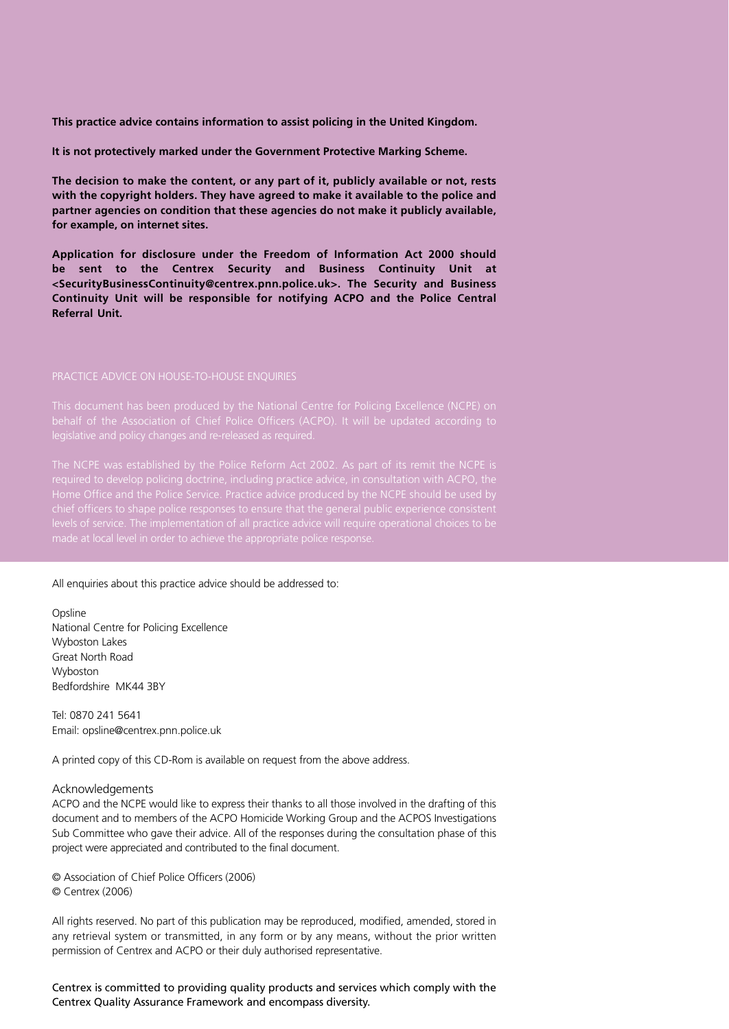**This practice advice contains information to assist policing in the United Kingdom.**

**It is not protectively marked under the Government Protective Marking Scheme.**

**The decision to make the content, or any part of it, publicly available or not, rests with the copyright holders. They have agreed to make it available to the police and partner agencies on condition that these agencies do not make it publicly available, for example, on internet sites.**

**Application for disclosure under the Freedom of Information Act 2000 should be sent to the Centrex Security and Business Continuity Unit at <SecurityBusinessContinuity@centrex.pnn.police.uk>. The Security and Business Continuity Unit will be responsible for notifying ACPO and the Police Central Referral Unit.**

PRACTICE ADVICE ON HOUSE-TO-HOUSE ENQUIRIES

This document has been produced by the National Centre for Policing Excellence (NCPE) on behalf of the Association of Chief Police Officers (ACPO). It will be updated according to legislative and policy changes and re-released as required.

The NCPE was established by the Police Reform Act 2002. As part of its remit the NCPE is required to develop policing doctrine, including practice advice, in consultation with ACPO, the Home Office and the Police Service. Practice advice produced by the NCPE should be used by chief officers to shape police responses to ensure that the general public experience consistent levels of service. The implementation of all practice advice will require operational choices to be made at local level in order to achieve the appropriate police response.

All enquiries about this practice advice should be addressed to:

Opsline
National Centre for Policing Excellence
Wyboston Lakes
Great North Road
Wyboston
Bedfordshire MK44 3BY

Tel: 0870 241 5641
Email: opsline@centrex.pnn.police.uk

A printed copy of this CD-Rom is available on request from the above address.

Acknowledgements

ACPO and the NCPE would like to express their thanks to all those involved in the drafting of this document and to members of the ACPO Homicide Working Group and the ACPOS Investigations Sub Committee who gave their advice. All of the responses during the consultation phase of this project were appreciated and contributed to the final document.

© Association of Chief Police Officers (2006)
© Centrex (2006)

All rights reserved. No part of this publication may be reproduced, modified, amended, stored in any retrieval system or transmitted, in any form or by any means, without the prior written permission of Centrex and ACPO or their duly authorised representative.

Centrex is committed to providing quality products and services which comply with the Centrex Quality Assurance Framework and encompass diversity.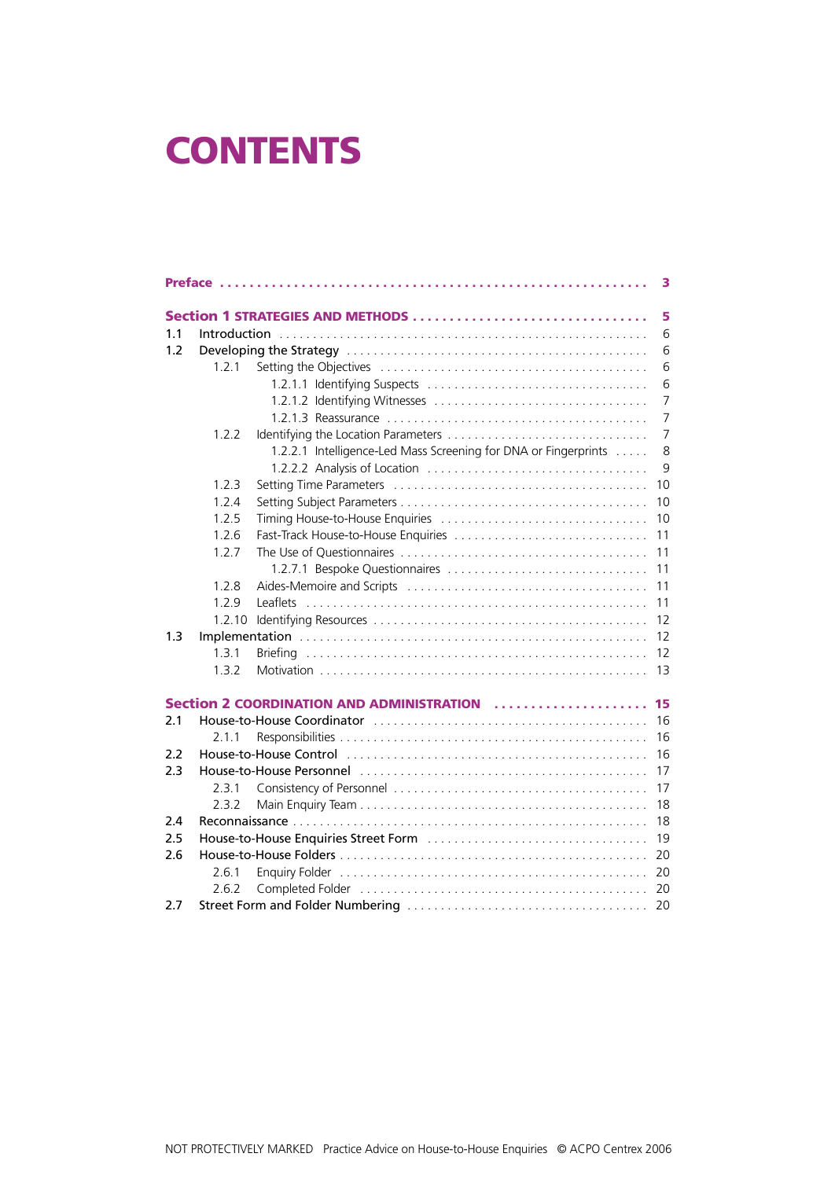# CONTENTS

| | | |
|---|---|---|
| **Preface** | | **3** |
| **Section 1 STRATEGIES AND METHODS** | | **5** |
| 1.1 | Introduction | 6 |
| 1.2 | Developing the Strategy | 6 |
| | 1.2.1 Setting the Objectives | 6 |
| | 1.2.1.1 Identifying Suspects | 6 |
| | 1.2.1.2 Identifying Witnesses | 7 |
| | 1.2.1.3 Reassurance | 7 |
| | 1.2.2 Identifying the Location Parameters | 7 |
| | 1.2.2.1 Intelligence-Led Mass Screening for DNA or Fingerprints | 8 |
| | 1.2.2.2 Analysis of Location | 9 |
| | 1.2.3 Setting Time Parameters | 10 |
| | 1.2.4 Setting Subject Parameters | 10 |
| | 1.2.5 Timing House-to-House Enquiries | 10 |
| | 1.2.6 Fast-Track House-to-House Enquiries | 11 |
| | 1.2.7 The Use of Questionnaires | 11 |
| | 1.2.7.1 Bespoke Questionnaires | 11 |
| | 1.2.8 Aides-Memoire and Scripts | 11 |
| | 1.2.9 Leaflets | 11 |
| | 1.2.10 Identifying Resources | 12 |
| 1.3 | Implementation | 12 |
| | 1.3.1 Briefing | 12 |
| | 1.3.2 Motivation | 13 |
| **Section 2 COORDINATION AND ADMINISTRATION** | | **15** |
| 2.1 | House-to-House Coordinator | 16 |
| | 2.1.1 Responsibilities | 16 |
| 2.2 | House-to-House Control | 16 |
| 2.3 | House-to-House Personnel | 17 |
| | 2.3.1 Consistency of Personnel | 17 |
| | 2.3.2 Main Enquiry Team | 18 |
| 2.4 | Reconnaissance | 18 |
| 2.5 | House-to-House Enquiries Street Form | 19 |
| 2.6 | House-to-House Folders | 20 |
| | 2.6.1 Enquiry Folder | 20 |
| | 2.6.2 Completed Folder | 20 |
| 2.7 | Street Form and Folder Numbering | 20 |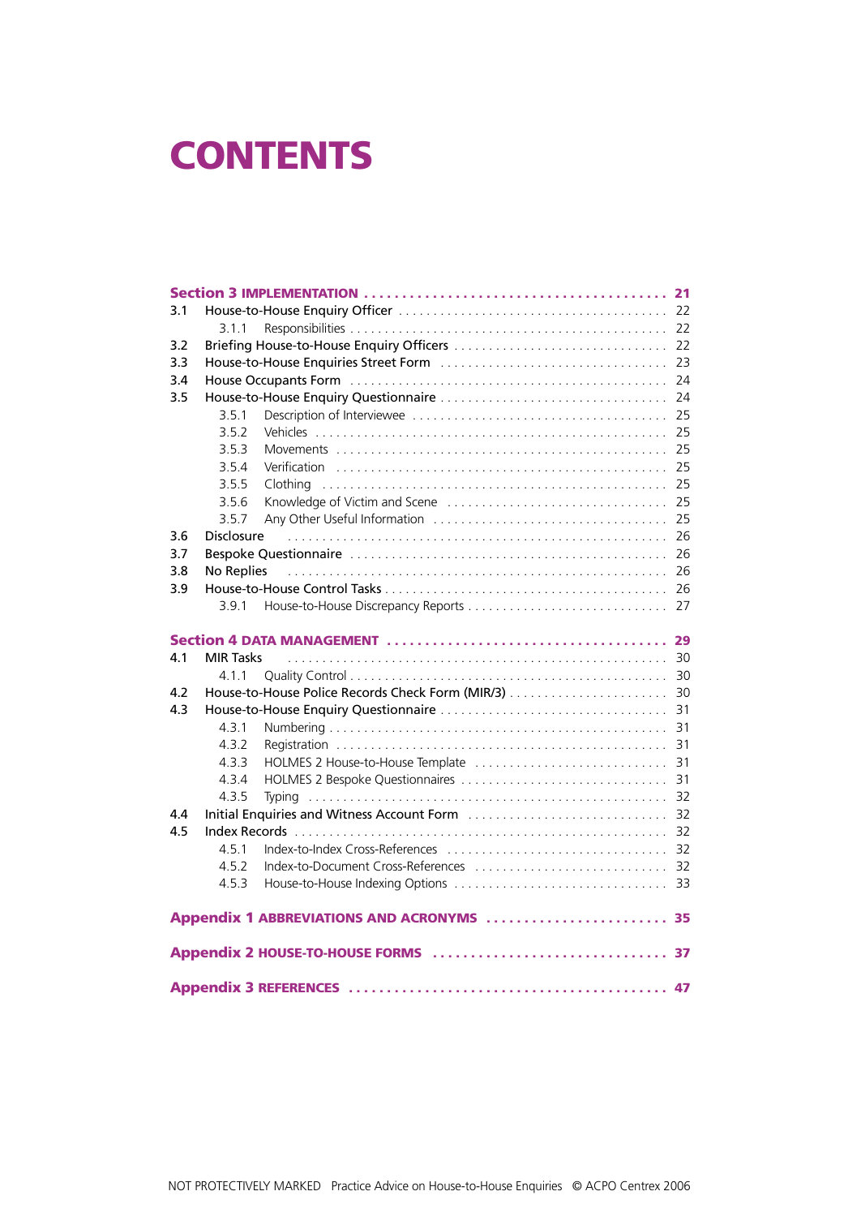# CONTENTS

**Section 3 IMPLEMENTATION** . . . . . . . . . . 21

3.1 House-to-House Enquiry Officer . . . . . . . . . . 22

- 3.1.1 Responsibilities . . . . . . . . . . 22

3.2 Briefing House-to-House Enquiry Officers . . . . . . . . . . 22

3.3 House-to-House Enquiries Street Form . . . . . . . . . . 23

3.4 House Occupants Form . . . . . . . . . . 24

3.5 House-to-House Enquiry Questionnaire . . . . . . . . . . 24

- 3.5.1 Description of Interviewee . . . . . . . . . . 25
- 3.5.2 Vehicles . . . . . . . . . . 25
- 3.5.3 Movements . . . . . . . . . . 25
- 3.5.4 Verification . . . . . . . . . . 25
- 3.5.5 Clothing . . . . . . . . . . 25
- 3.5.6 Knowledge of Victim and Scene . . . . . . . . . . 25
- 3.5.7 Any Other Useful Information . . . . . . . . . . 25

3.6 Disclosure . . . . . . . . . . 26

3.7 Bespoke Questionnaire . . . . . . . . . . 26

3.8 No Replies . . . . . . . . . . 26

3.9 House-to-House Control Tasks . . . . . . . . . . 26

- 3.9.1 House-to-House Discrepancy Reports . . . . . . . . . . 27

**Section 4 DATA MANAGEMENT** . . . . . . . . . . 29

4.1 MIR Tasks . . . . . . . . . . 30

- 4.1.1 Quality Control . . . . . . . . . . 30

4.2 House-to-House Police Records Check Form (MIR/3) . . . . . . . . . . 30

4.3 House-to-House Enquiry Questionnaire . . . . . . . . . . 31

- 4.3.1 Numbering . . . . . . . . . . 31
- 4.3.2 Registration . . . . . . . . . . 31
- 4.3.3 HOLMES 2 House-to-House Template . . . . . . . . . . 31
- 4.3.4 HOLMES 2 Bespoke Questionnaires . . . . . . . . . . 31
- 4.3.5 Typing . . . . . . . . . . 32

4.4 Initial Enquiries and Witness Account Form . . . . . . . . . . 32

4.5 Index Records . . . . . . . . . . 32

- 4.5.1 Index-to-Index Cross-References . . . . . . . . . . 32
- 4.5.2 Index-to-Document Cross-References . . . . . . . . . . 32
- 4.5.3 House-to-House Indexing Options . . . . . . . . . . 33

**Appendix 1 ABBREVIATIONS AND ACRONYMS** . . . . . . . . . . 35

**Appendix 2 HOUSE-TO-HOUSE FORMS** . . . . . . . . . . 37

**Appendix 3 REFERENCES** . . . . . . . . . . 47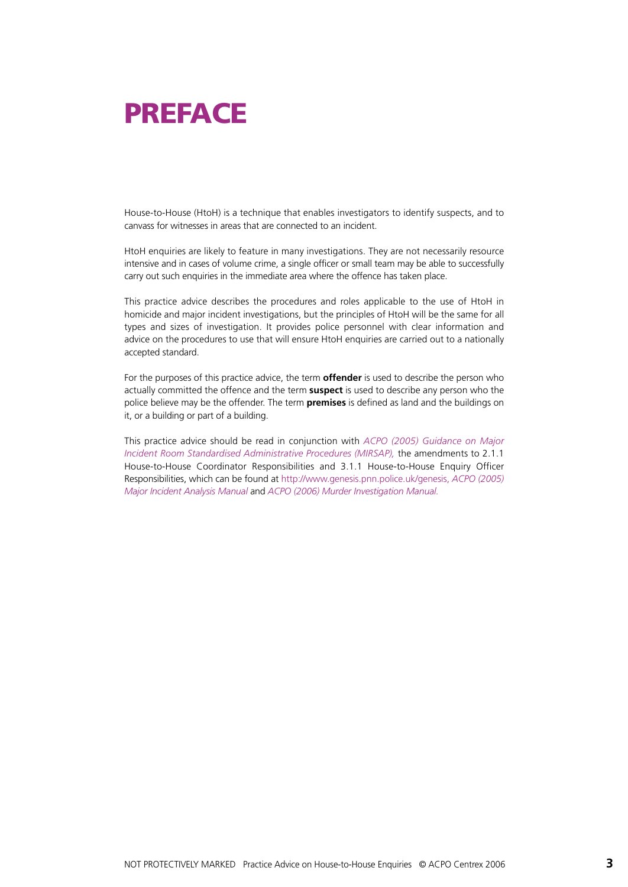# PREFACE

House-to-House (HtoH) is a technique that enables investigators to identify suspects, and to canvass for witnesses in areas that are connected to an incident.

HtoH enquiries are likely to feature in many investigations. They are not necessarily resource intensive and in cases of volume crime, a single officer or small team may be able to successfully carry out such enquiries in the immediate area where the offence has taken place.

This practice advice describes the procedures and roles applicable to the use of HtoH in homicide and major incident investigations, but the principles of HtoH will be the same for all types and sizes of investigation. It provides police personnel with clear information and advice on the procedures to use that will ensure HtoH enquiries are carried out to a nationally accepted standard.

For the purposes of this practice advice, the term **offender** is used to describe the person who actually committed the offence and the term **suspect** is used to describe any person who the police believe may be the offender. The term **premises** is defined as land and the buildings on it, or a building or part of a building.

This practice advice should be read in conjunction with *ACPO (2005) Guidance on Major Incident Room Standardised Administrative Procedures (MIRSAP),* the amendments to 2.1.1 House-to-House Coordinator Responsibilities and 3.1.1 House-to-House Enquiry Officer Responsibilities, which can be found at http://www.genesis.pnn.police.uk/genesis, *ACPO (2005) Major Incident Analysis Manual* and *ACPO (2006) Murder Investigation Manual.*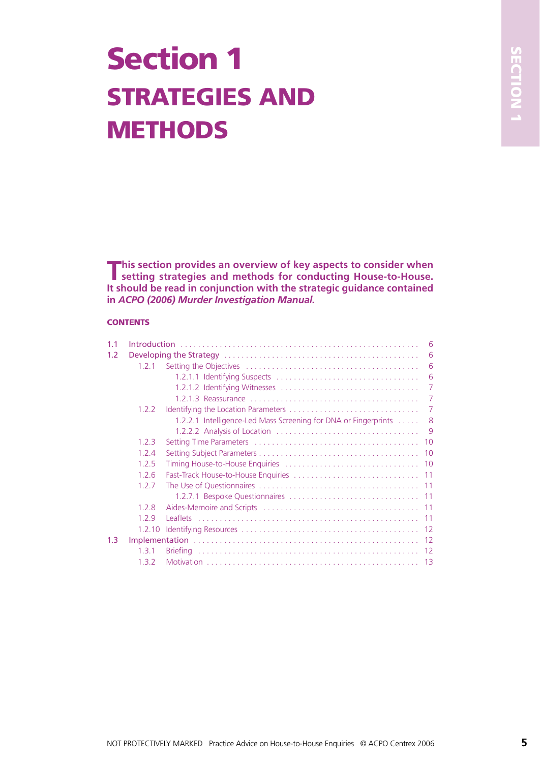# Section 1

# STRATEGIES AND METHODS

**This section provides an overview of key aspects to consider when setting strategies and methods for conducting House-to-House. It should be read in conjunction with the strategic guidance contained in *ACPO (2006) Murder Investigation Manual.***

**CONTENTS**

| | | |
|---|---|---|
| 1.1 | Introduction | 6 |
| 1.2 | Developing the Strategy | 6 |
| | 1.2.1 Setting the Objectives | 6 |
| | 1.2.1.1 Identifying Suspects | 6 |
| | 1.2.1.2 Identifying Witnesses | 7 |
| | 1.2.1.3 Reassurance | 7 |
| | 1.2.2 Identifying the Location Parameters | 7 |
| | 1.2.2.1 Intelligence-Led Mass Screening for DNA or Fingerprints | 8 |
| | 1.2.2.2 Analysis of Location | 9 |
| | 1.2.3 Setting Time Parameters | 10 |
| | 1.2.4 Setting Subject Parameters | 10 |
| | 1.2.5 Timing House-to-House Enquiries | 10 |
| | 1.2.6 Fast-Track House-to-House Enquiries | 11 |
| | 1.2.7 The Use of Questionnaires | 11 |
| | 1.2.7.1 Bespoke Questionnaires | 11 |
| | 1.2.8 Aides-Memoire and Scripts | 11 |
| | 1.2.9 Leaflets | 11 |
| | 1.2.10 Identifying Resources | 12 |
| 1.3 | Implementation | 12 |
| | 1.3.1 Briefing | 12 |
| | 1.3.2 Motivation | 13 |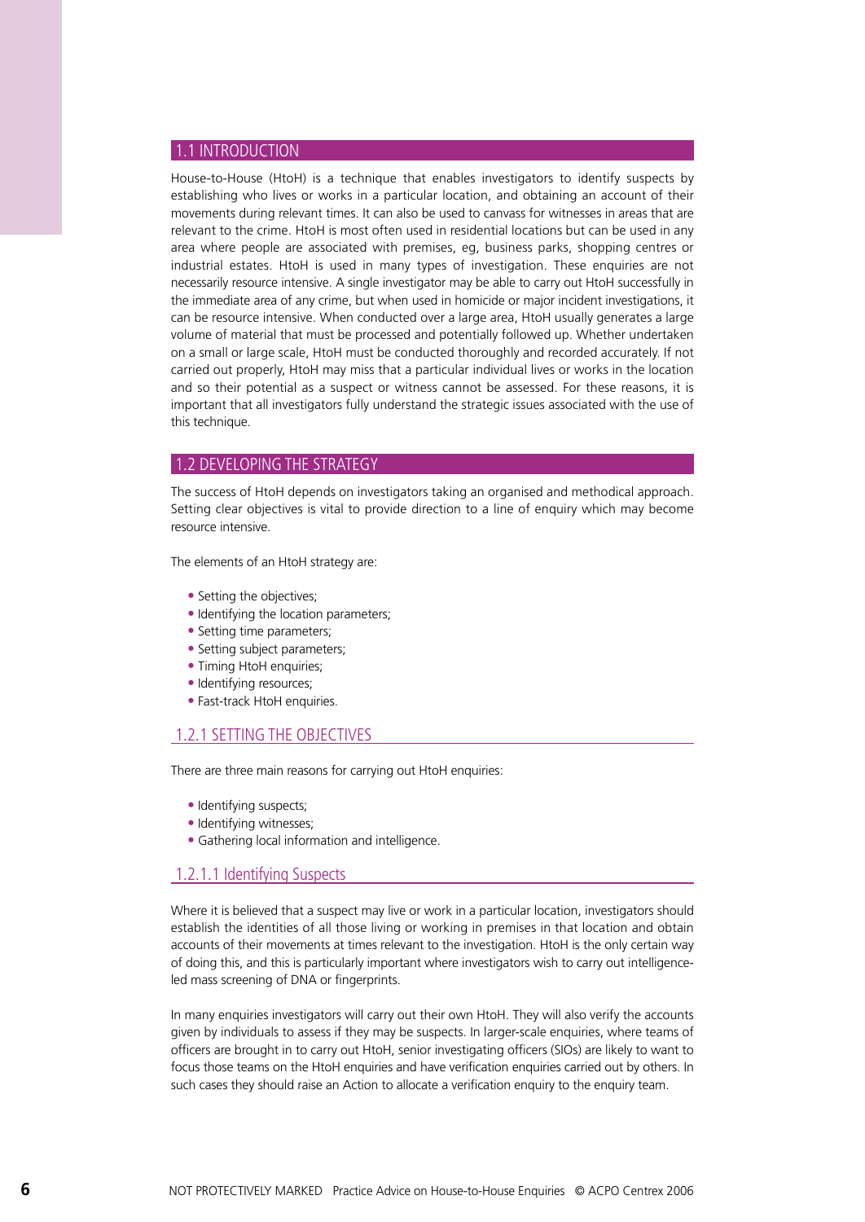## 1.1 INTRODUCTION

House-to-House (HtoH) is a technique that enables investigators to identify suspects by establishing who lives or works in a particular location, and obtaining an account of their movements during relevant times. It can also be used to canvass for witnesses in areas that are relevant to the crime. HtoH is most often used in residential locations but can be used in any area where people are associated with premises, eg, business parks, shopping centres or industrial estates. HtoH is used in many types of investigation. These enquiries are not necessarily resource intensive. A single investigator may be able to carry out HtoH successfully in the immediate area of any crime, but when used in homicide or major incident investigations, it can be resource intensive. When conducted over a large area, HtoH usually generates a large volume of material that must be processed and potentially followed up. Whether undertaken on a small or large scale, HtoH must be conducted thoroughly and recorded accurately. If not carried out properly, HtoH may miss that a particular individual lives or works in the location and so their potential as a suspect or witness cannot be assessed. For these reasons, it is important that all investigators fully understand the strategic issues associated with the use of this technique.

## 1.2 DEVELOPING THE STRATEGY

The success of HtoH depends on investigators taking an organised and methodical approach. Setting clear objectives is vital to provide direction to a line of enquiry which may become resource intensive.

The elements of an HtoH strategy are:

- Setting the objectives;
- Identifying the location parameters;
- Setting time parameters;
- Setting subject parameters;
- Timing HtoH enquiries;
- Identifying resources;
- Fast-track HtoH enquiries.

### 1.2.1 SETTING THE OBJECTIVES

There are three main reasons for carrying out HtoH enquiries:

- Identifying suspects;
- Identifying witnesses;
- Gathering local information and intelligence.

#### 1.2.1.1 Identifying Suspects

Where it is believed that a suspect may live or work in a particular location, investigators should establish the identities of all those living or working in premises in that location and obtain accounts of their movements at times relevant to the investigation. HtoH is the only certain way of doing this, and this is particularly important where investigators wish to carry out intelligence-led mass screening of DNA or fingerprints.

In many enquiries investigators will carry out their own HtoH. They will also verify the accounts given by individuals to assess if they may be suspects. In larger-scale enquiries, where teams of officers are brought in to carry out HtoH, senior investigating officers (SIOs) are likely to want to focus those teams on the HtoH enquiries and have verification enquiries carried out by others. In such cases they should raise an Action to allocate a verification enquiry to the enquiry team.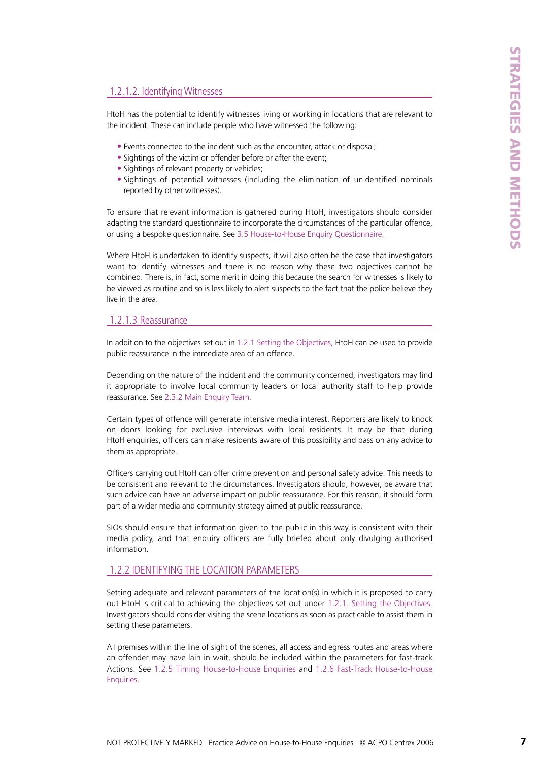#### 1.2.1.2. Identifying Witnesses

HtoH has the potential to identify witnesses living or working in locations that are relevant to the incident. These can include people who have witnessed the following:

- Events connected to the incident such as the encounter, attack or disposal;
- Sightings of the victim or offender before or after the event;
- Sightings of relevant property or vehicles;
- Sightings of potential witnesses (including the elimination of unidentified nominals reported by other witnesses).

To ensure that relevant information is gathered during HtoH, investigators should consider adapting the standard questionnaire to incorporate the circumstances of the particular offence, or using a bespoke questionnaire. See 3.5 House-to-House Enquiry Questionnaire.

Where HtoH is undertaken to identify suspects, it will also often be the case that investigators want to identify witnesses and there is no reason why these two objectives cannot be combined. There is, in fact, some merit in doing this because the search for witnesses is likely to be viewed as routine and so is less likely to alert suspects to the fact that the police believe they live in the area.

#### 1.2.1.3 Reassurance

In addition to the objectives set out in 1.2.1 Setting the Objectives, HtoH can be used to provide public reassurance in the immediate area of an offence.

Depending on the nature of the incident and the community concerned, investigators may find it appropriate to involve local community leaders or local authority staff to help provide reassurance. See 2.3.2 Main Enquiry Team.

Certain types of offence will generate intensive media interest. Reporters are likely to knock on doors looking for exclusive interviews with local residents. It may be that during HtoH enquiries, officers can make residents aware of this possibility and pass on any advice to them as appropriate.

Officers carrying out HtoH can offer crime prevention and personal safety advice. This needs to be consistent and relevant to the circumstances. Investigators should, however, be aware that such advice can have an adverse impact on public reassurance. For this reason, it should form part of a wider media and community strategy aimed at public reassurance.

SIOs should ensure that information given to the public in this way is consistent with their media policy, and that enquiry officers are fully briefed about only divulging authorised information.

### 1.2.2 IDENTIFYING THE LOCATION PARAMETERS

Setting adequate and relevant parameters of the location(s) in which it is proposed to carry out HtoH is critical to achieving the objectives set out under 1.2.1. Setting the Objectives. Investigators should consider visiting the scene locations as soon as practicable to assist them in setting these parameters.

All premises within the line of sight of the scenes, all access and egress routes and areas where an offender may have lain in wait, should be included within the parameters for fast-track Actions. See 1.2.5 Timing House-to-House Enquiries and 1.2.6 Fast-Track House-to-House Enquiries.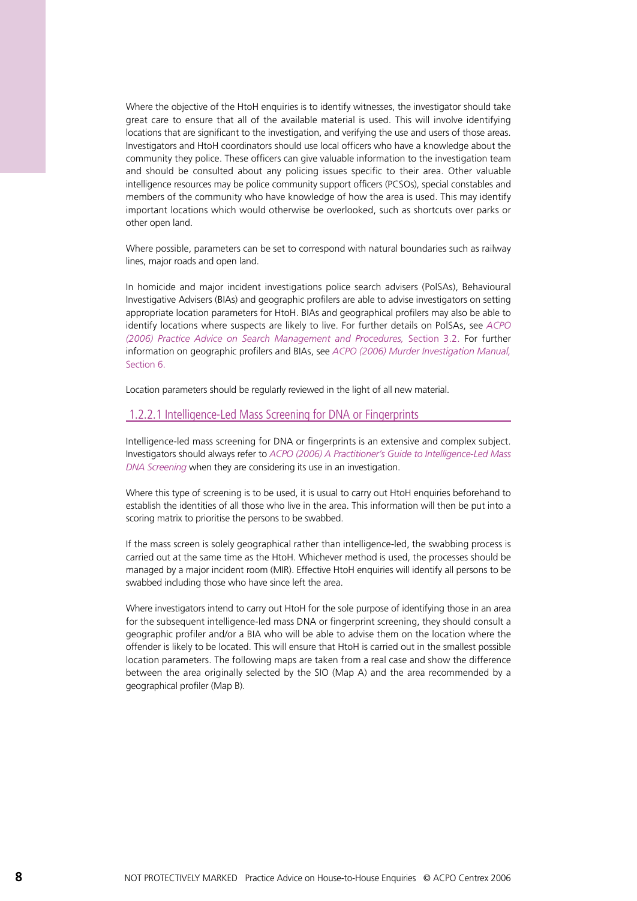Where the objective of the HtoH enquiries is to identify witnesses, the investigator should take great care to ensure that all of the available material is used. This will involve identifying locations that are significant to the investigation, and verifying the use and users of those areas. Investigators and HtoH coordinators should use local officers who have a knowledge about the community they police. These officers can give valuable information to the investigation team and should be consulted about any policing issues specific to their area. Other valuable intelligence resources may be police community support officers (PCSOs), special constables and members of the community who have knowledge of how the area is used. This may identify important locations which would otherwise be overlooked, such as shortcuts over parks or other open land.

Where possible, parameters can be set to correspond with natural boundaries such as railway lines, major roads and open land.

In homicide and major incident investigations police search advisers (PolSAs), Behavioural Investigative Advisers (BIAs) and geographic profilers are able to advise investigators on setting appropriate location parameters for HtoH. BIAs and geographical profilers may also be able to identify locations where suspects are likely to live. For further details on PolSAs, see *ACPO (2006) Practice Advice on Search Management and Procedures,* Section 3.2. For further information on geographic profilers and BIAs, see *ACPO (2006) Murder Investigation Manual,* Section 6.

Location parameters should be regularly reviewed in the light of all new material.

### 1.2.2.1 Intelligence-Led Mass Screening for DNA or Fingerprints

Intelligence-led mass screening for DNA or fingerprints is an extensive and complex subject. Investigators should always refer to *ACPO (2006) A Practitioner's Guide to Intelligence-Led Mass DNA Screening* when they are considering its use in an investigation.

Where this type of screening is to be used, it is usual to carry out HtoH enquiries beforehand to establish the identities of all those who live in the area. This information will then be put into a scoring matrix to prioritise the persons to be swabbed.

If the mass screen is solely geographical rather than intelligence-led, the swabbing process is carried out at the same time as the HtoH. Whichever method is used, the processes should be managed by a major incident room (MIR). Effective HtoH enquiries will identify all persons to be swabbed including those who have since left the area.

Where investigators intend to carry out HtoH for the sole purpose of identifying those in an area for the subsequent intelligence-led mass DNA or fingerprint screening, they should consult a geographic profiler and/or a BIA who will be able to advise them on the location where the offender is likely to be located. This will ensure that HtoH is carried out in the smallest possible location parameters. The following maps are taken from a real case and show the difference between the area originally selected by the SIO (Map A) and the area recommended by a geographical profiler (Map B).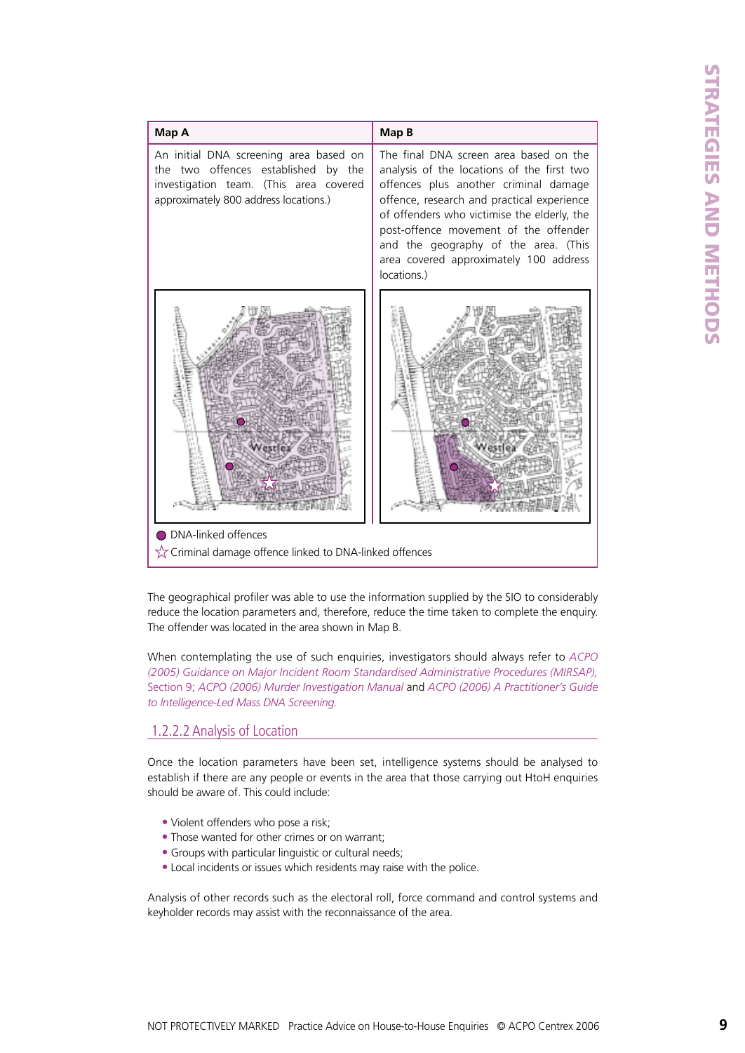| Map A | Map B |
|---|---|
| An initial DNA screening area based on the two offences established by the investigation team. (This area covered approximately 800 address locations.) | The final DNA screen area based on the analysis of the locations of the first two offences plus another criminal damage offence, research and practical experience of offenders who victimise the elderly, the post-offence movement of the offender and the geography of the area. (This area covered approximately 100 address locations.) |

● DNA-linked offences

☆ Criminal damage offence linked to DNA-linked offences

The geographical profiler was able to use the information supplied by the SIO to considerably reduce the location parameters and, therefore, reduce the time taken to complete the enquiry. The offender was located in the area shown in Map B.

When contemplating the use of such enquiries, investigators should always refer to *ACPO (2005) Guidance on Major Incident Room Standardised Administrative Procedures (MIRSAP),* Section 9; *ACPO (2006) Murder Investigation Manual* and *ACPO (2006) A Practitioner's Guide to Intelligence-Led Mass DNA Screening.*

### 1.2.2.2 Analysis of Location

Once the location parameters have been set, intelligence systems should be analysed to establish if there are any people or events in the area that those carrying out HtoH enquiries should be aware of. This could include:

- Violent offenders who pose a risk;
- Those wanted for other crimes or on warrant;
- Groups with particular linguistic or cultural needs;
- Local incidents or issues which residents may raise with the police.

Analysis of other records such as the electoral roll, force command and control systems and keyholder records may assist with the reconnaissance of the area.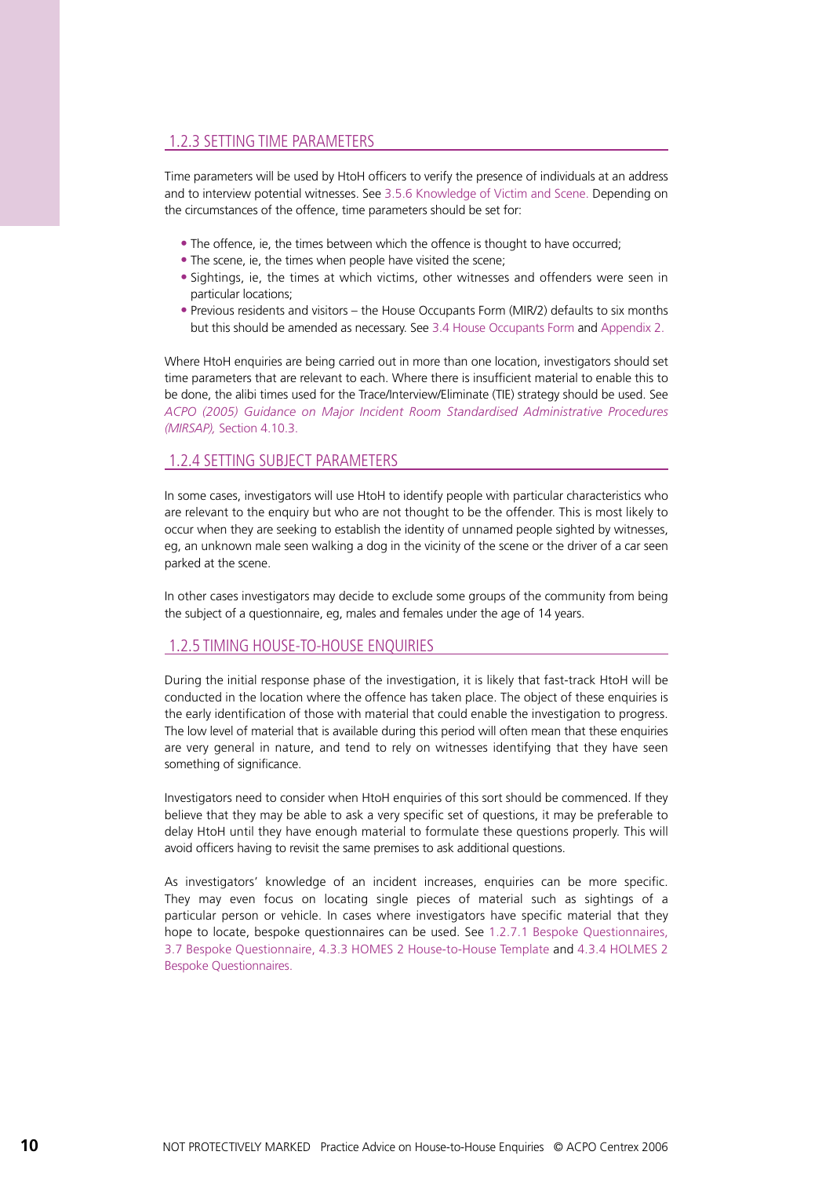## 1.2.3 SETTING TIME PARAMETERS

Time parameters will be used by HtoH officers to verify the presence of individuals at an address and to interview potential witnesses. See 3.5.6 Knowledge of Victim and Scene. Depending on the circumstances of the offence, time parameters should be set for:

- The offence, ie, the times between which the offence is thought to have occurred;
- The scene, ie, the times when people have visited the scene;
- Sightings, ie, the times at which victims, other witnesses and offenders were seen in particular locations;
- Previous residents and visitors – the House Occupants Form (MIR/2) defaults to six months but this should be amended as necessary. See 3.4 House Occupants Form and Appendix 2.

Where HtoH enquiries are being carried out in more than one location, investigators should set time parameters that are relevant to each. Where there is insufficient material to enable this to be done, the alibi times used for the Trace/Interview/Eliminate (TIE) strategy should be used. See *ACPO (2005) Guidance on Major Incident Room Standardised Administrative Procedures (MIRSAP),* Section 4.10.3.

## 1.2.4 SETTING SUBJECT PARAMETERS

In some cases, investigators will use HtoH to identify people with particular characteristics who are relevant to the enquiry but who are not thought to be the offender. This is most likely to occur when they are seeking to establish the identity of unnamed people sighted by witnesses, eg, an unknown male seen walking a dog in the vicinity of the scene or the driver of a car seen parked at the scene.

In other cases investigators may decide to exclude some groups of the community from being the subject of a questionnaire, eg, males and females under the age of 14 years.

## 1.2.5 TIMING HOUSE-TO-HOUSE ENQUIRIES

During the initial response phase of the investigation, it is likely that fast-track HtoH will be conducted in the location where the offence has taken place. The object of these enquiries is the early identification of those with material that could enable the investigation to progress. The low level of material that is available during this period will often mean that these enquiries are very general in nature, and tend to rely on witnesses identifying that they have seen something of significance.

Investigators need to consider when HtoH enquiries of this sort should be commenced. If they believe that they may be able to ask a very specific set of questions, it may be preferable to delay HtoH until they have enough material to formulate these questions properly. This will avoid officers having to revisit the same premises to ask additional questions.

As investigators' knowledge of an incident increases, enquiries can be more specific. They may even focus on locating single pieces of material such as sightings of a particular person or vehicle. In cases where investigators have specific material that they hope to locate, bespoke questionnaires can be used. See 1.2.7.1 Bespoke Questionnaires, 3.7 Bespoke Questionnaire, 4.3.3 HOMES 2 House-to-House Template and 4.3.4 HOLMES 2 Bespoke Questionnaires.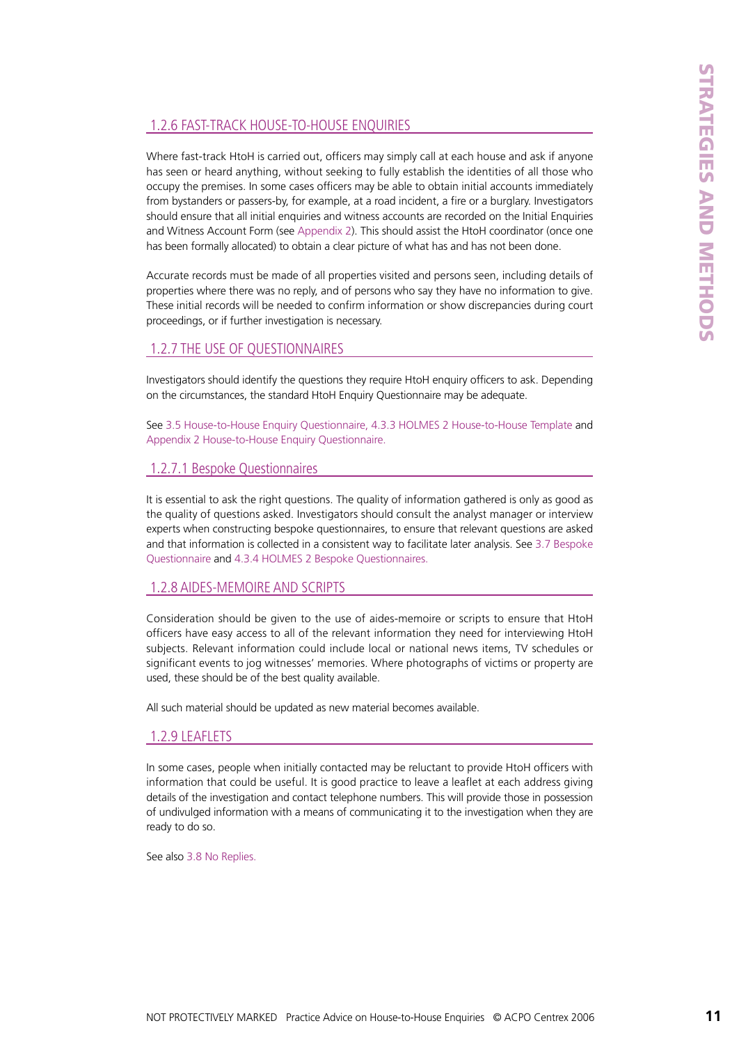## 1.2.6 FAST-TRACK HOUSE-TO-HOUSE ENQUIRIES

Where fast-track HtoH is carried out, officers may simply call at each house and ask if anyone has seen or heard anything, without seeking to fully establish the identities of all those who occupy the premises. In some cases officers may be able to obtain initial accounts immediately from bystanders or passers-by, for example, at a road incident, a fire or a burglary. Investigators should ensure that all initial enquiries and witness accounts are recorded on the Initial Enquiries and Witness Account Form (see Appendix 2). This should assist the HtoH coordinator (once one has been formally allocated) to obtain a clear picture of what has and has not been done.

Accurate records must be made of all properties visited and persons seen, including details of properties where there was no reply, and of persons who say they have no information to give. These initial records will be needed to confirm information or show discrepancies during court proceedings, or if further investigation is necessary.

## 1.2.7 THE USE OF QUESTIONNAIRES

Investigators should identify the questions they require HtoH enquiry officers to ask. Depending on the circumstances, the standard HtoH Enquiry Questionnaire may be adequate.

See 3.5 House-to-House Enquiry Questionnaire, 4.3.3 HOLMES 2 House-to-House Template and Appendix 2 House-to-House Enquiry Questionnaire.

### 1.2.7.1 Bespoke Questionnaires

It is essential to ask the right questions. The quality of information gathered is only as good as the quality of questions asked. Investigators should consult the analyst manager or interview experts when constructing bespoke questionnaires, to ensure that relevant questions are asked and that information is collected in a consistent way to facilitate later analysis. See 3.7 Bespoke Questionnaire and 4.3.4 HOLMES 2 Bespoke Questionnaires.

## 1.2.8 AIDES-MEMOIRE AND SCRIPTS

Consideration should be given to the use of aides-memoire or scripts to ensure that HtoH officers have easy access to all of the relevant information they need for interviewing HtoH subjects. Relevant information could include local or national news items, TV schedules or significant events to jog witnesses' memories. Where photographs of victims or property are used, these should be of the best quality available.

All such material should be updated as new material becomes available.

## 1.2.9 LEAFLETS

In some cases, people when initially contacted may be reluctant to provide HtoH officers with information that could be useful. It is good practice to leave a leaflet at each address giving details of the investigation and contact telephone numbers. This will provide those in possession of undivulged information with a means of communicating it to the investigation when they are ready to do so.

See also 3.8 No Replies.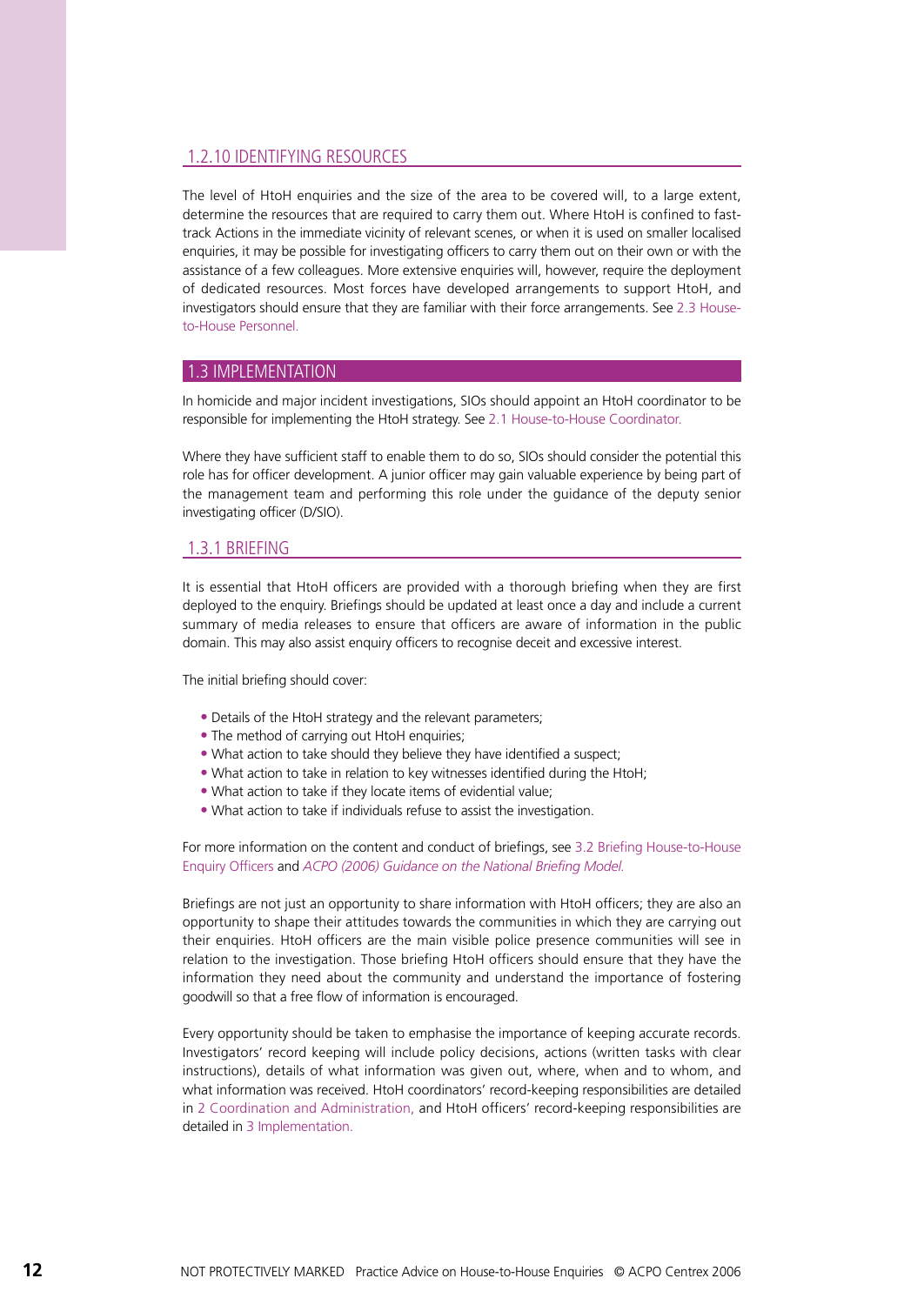### 1.2.10 IDENTIFYING RESOURCES

The level of HtoH enquiries and the size of the area to be covered will, to a large extent, determine the resources that are required to carry them out. Where HtoH is confined to fast-track Actions in the immediate vicinity of relevant scenes, or when it is used on smaller localised enquiries, it may be possible for investigating officers to carry them out on their own or with the assistance of a few colleagues. More extensive enquiries will, however, require the deployment of dedicated resources. Most forces have developed arrangements to support HtoH, and investigators should ensure that they are familiar with their force arrangements. See 2.3 House-to-House Personnel.

## 1.3 IMPLEMENTATION

In homicide and major incident investigations, SIOs should appoint an HtoH coordinator to be responsible for implementing the HtoH strategy. See 2.1 House-to-House Coordinator.

Where they have sufficient staff to enable them to do so, SIOs should consider the potential this role has for officer development. A junior officer may gain valuable experience by being part of the management team and performing this role under the guidance of the deputy senior investigating officer (D/SIO).

### 1.3.1 BRIEFING

It is essential that HtoH officers are provided with a thorough briefing when they are first deployed to the enquiry. Briefings should be updated at least once a day and include a current summary of media releases to ensure that officers are aware of information in the public domain. This may also assist enquiry officers to recognise deceit and excessive interest.

The initial briefing should cover:

- Details of the HtoH strategy and the relevant parameters;
- The method of carrying out HtoH enquiries;
- What action to take should they believe they have identified a suspect;
- What action to take in relation to key witnesses identified during the HtoH;
- What action to take if they locate items of evidential value;
- What action to take if individuals refuse to assist the investigation.

For more information on the content and conduct of briefings, see 3.2 Briefing House-to-House Enquiry Officers and *ACPO (2006) Guidance on the National Briefing Model.*

Briefings are not just an opportunity to share information with HtoH officers; they are also an opportunity to shape their attitudes towards the communities in which they are carrying out their enquiries. HtoH officers are the main visible police presence communities will see in relation to the investigation. Those briefing HtoH officers should ensure that they have the information they need about the community and understand the importance of fostering goodwill so that a free flow of information is encouraged.

Every opportunity should be taken to emphasise the importance of keeping accurate records. Investigators' record keeping will include policy decisions, actions (written tasks with clear instructions), details of what information was given out, where, when and to whom, and what information was received. HtoH coordinators' record-keeping responsibilities are detailed in 2 Coordination and Administration, and HtoH officers' record-keeping responsibilities are detailed in 3 Implementation.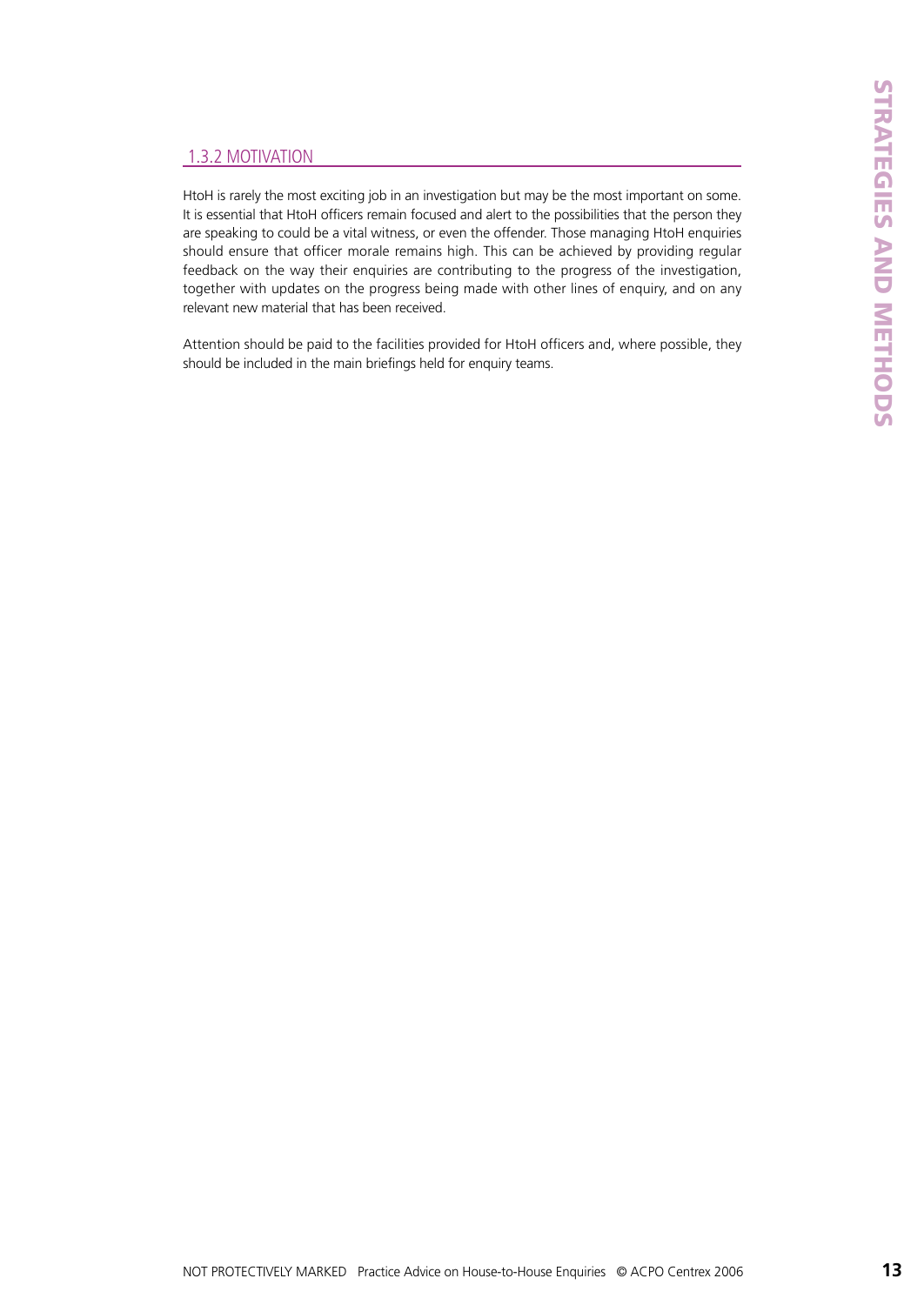### 1.3.2 MOTIVATION

HtoH is rarely the most exciting job in an investigation but may be the most important on some. It is essential that HtoH officers remain focused and alert to the possibilities that the person they are speaking to could be a vital witness, or even the offender. Those managing HtoH enquiries should ensure that officer morale remains high. This can be achieved by providing regular feedback on the way their enquiries are contributing to the progress of the investigation, together with updates on the progress being made with other lines of enquiry, and on any relevant new material that has been received.

Attention should be paid to the facilities provided for HtoH officers and, where possible, they should be included in the main briefings held for enquiry teams.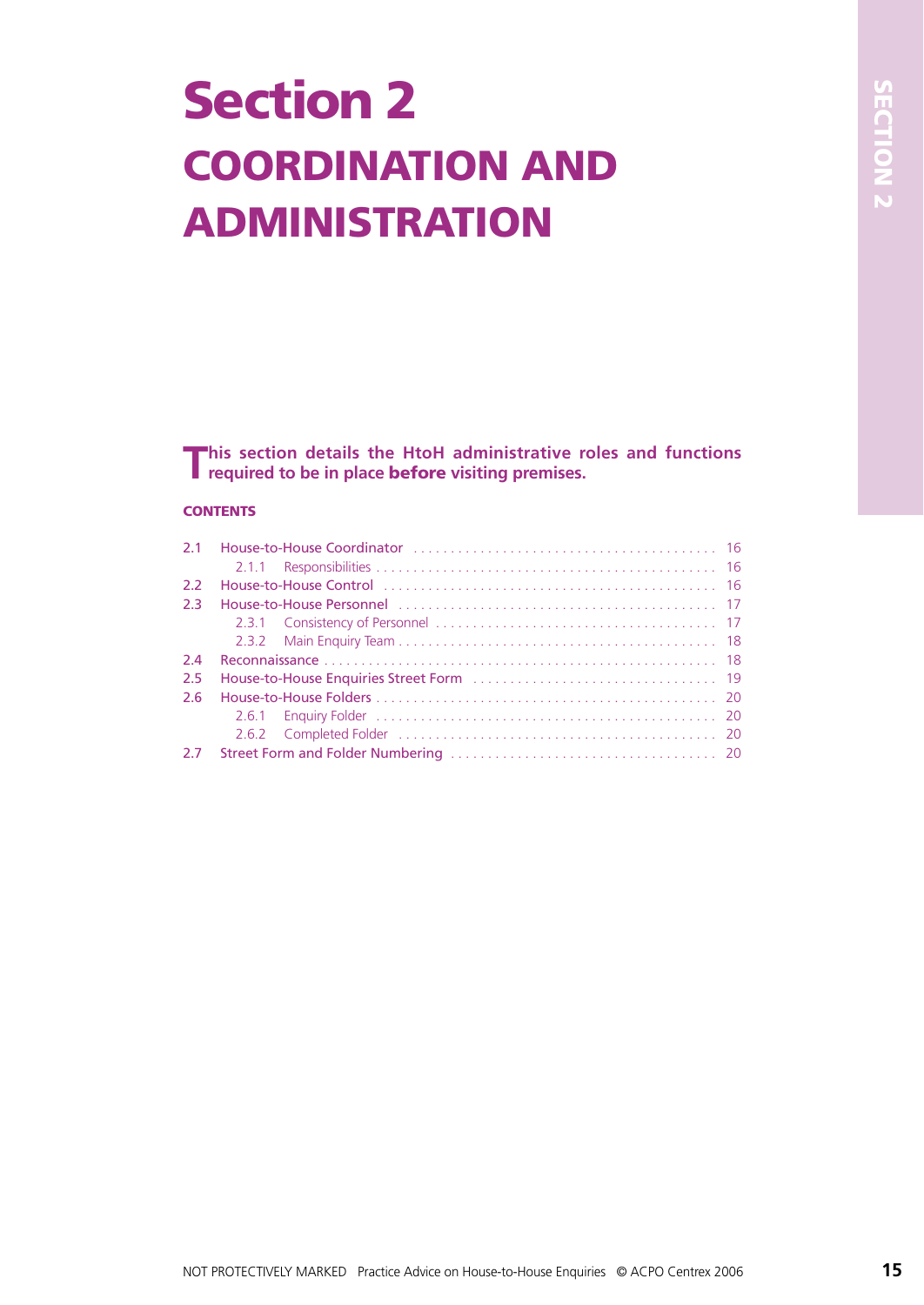# Section 2

# COORDINATION AND ADMINISTRATION

**This section details the HtoH administrative roles and functions required to be in place before visiting premises.**

**CONTENTS**

| | | |
|---|---|---|
| 2.1 | House-to-House Coordinator | 16 |
| | 2.1.1 Responsibilities | 16 |
| 2.2 | House-to-House Control | 16 |
| 2.3 | House-to-House Personnel | 17 |
| | 2.3.1 Consistency of Personnel | 17 |
| | 2.3.2 Main Enquiry Team | 18 |
| 2.4 | Reconnaissance | 18 |
| 2.5 | House-to-House Enquiries Street Form | 19 |
| 2.6 | House-to-House Folders | 20 |
| | 2.6.1 Enquiry Folder | 20 |
| | 2.6.2 Completed Folder | 20 |
| 2.7 | Street Form and Folder Numbering | 20 |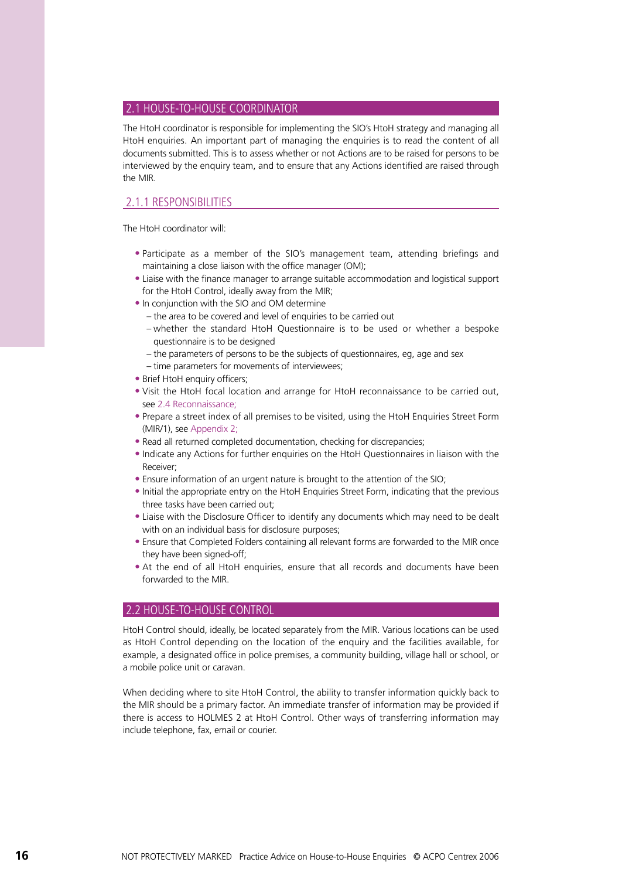## 2.1 HOUSE-TO-HOUSE COORDINATOR

The HtoH coordinator is responsible for implementing the SIO's HtoH strategy and managing all HtoH enquiries. An important part of managing the enquiries is to read the content of all documents submitted. This is to assess whether or not Actions are to be raised for persons to be interviewed by the enquiry team, and to ensure that any Actions identified are raised through the MIR.

### 2.1.1 RESPONSIBILITIES

The HtoH coordinator will:

- Participate as a member of the SIO's management team, attending briefings and maintaining a close liaison with the office manager (OM);
- Liaise with the finance manager to arrange suitable accommodation and logistical support for the HtoH Control, ideally away from the MIR;
- In conjunction with the SIO and OM determine
  - the area to be covered and level of enquiries to be carried out
  - whether the standard HtoH Questionnaire is to be used or whether a bespoke questionnaire is to be designed
  - the parameters of persons to be the subjects of questionnaires, eg, age and sex
  - time parameters for movements of interviewees;
- Brief HtoH enquiry officers;
- Visit the HtoH focal location and arrange for HtoH reconnaissance to be carried out, see 2.4 Reconnaissance;
- Prepare a street index of all premises to be visited, using the HtoH Enquiries Street Form (MIR/1), see Appendix 2;
- Read all returned completed documentation, checking for discrepancies;
- Indicate any Actions for further enquiries on the HtoH Questionnaires in liaison with the Receiver;
- Ensure information of an urgent nature is brought to the attention of the SIO;
- Initial the appropriate entry on the HtoH Enquiries Street Form, indicating that the previous three tasks have been carried out;
- Liaise with the Disclosure Officer to identify any documents which may need to be dealt with on an individual basis for disclosure purposes;
- Ensure that Completed Folders containing all relevant forms are forwarded to the MIR once they have been signed-off;
- At the end of all HtoH enquiries, ensure that all records and documents have been forwarded to the MIR.

## 2.2 HOUSE-TO-HOUSE CONTROL

HtoH Control should, ideally, be located separately from the MIR. Various locations can be used as HtoH Control depending on the location of the enquiry and the facilities available, for example, a designated office in police premises, a community building, village hall or school, or a mobile police unit or caravan.

When deciding where to site HtoH Control, the ability to transfer information quickly back to the MIR should be a primary factor. An immediate transfer of information may be provided if there is access to HOLMES 2 at HtoH Control. Other ways of transferring information may include telephone, fax, email or courier.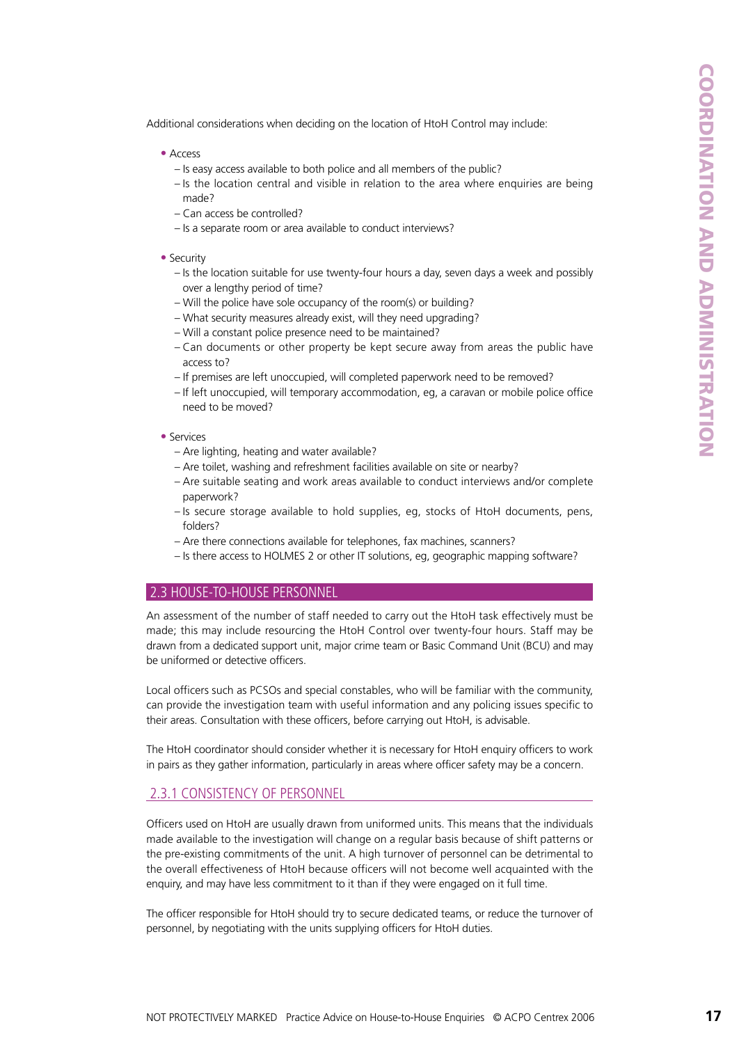Additional considerations when deciding on the location of HtoH Control may include:

- Access
  - Is easy access available to both police and all members of the public?
  - Is the location central and visible in relation to the area where enquiries are being made?
  - Can access be controlled?
  - Is a separate room or area available to conduct interviews?

- Security
  - Is the location suitable for use twenty-four hours a day, seven days a week and possibly over a lengthy period of time?
  - Will the police have sole occupancy of the room(s) or building?
  - What security measures already exist, will they need upgrading?
  - Will a constant police presence need to be maintained?
  - Can documents or other property be kept secure away from areas the public have access to?
  - If premises are left unoccupied, will completed paperwork need to be removed?
  - If left unoccupied, will temporary accommodation, eg, a caravan or mobile police office need to be moved?

- Services
  - Are lighting, heating and water available?
  - Are toilet, washing and refreshment facilities available on site or nearby?
  - Are suitable seating and work areas available to conduct interviews and/or complete paperwork?
  - Is secure storage available to hold supplies, eg, stocks of HtoH documents, pens, folders?
  - Are there connections available for telephones, fax machines, scanners?
  - Is there access to HOLMES 2 or other IT solutions, eg, geographic mapping software?

## 2.3 HOUSE-TO-HOUSE PERSONNEL

An assessment of the number of staff needed to carry out the HtoH task effectively must be made; this may include resourcing the HtoH Control over twenty-four hours. Staff may be drawn from a dedicated support unit, major crime team or Basic Command Unit (BCU) and may be uniformed or detective officers.

Local officers such as PCSOs and special constables, who will be familiar with the community, can provide the investigation team with useful information and any policing issues specific to their areas. Consultation with these officers, before carrying out HtoH, is advisable.

The HtoH coordinator should consider whether it is necessary for HtoH enquiry officers to work in pairs as they gather information, particularly in areas where officer safety may be a concern.

### 2.3.1 CONSISTENCY OF PERSONNEL

Officers used on HtoH are usually drawn from uniformed units. This means that the individuals made available to the investigation will change on a regular basis because of shift patterns or the pre-existing commitments of the unit. A high turnover of personnel can be detrimental to the overall effectiveness of HtoH because officers will not become well acquainted with the enquiry, and may have less commitment to it than if they were engaged on it full time.

The officer responsible for HtoH should try to secure dedicated teams, or reduce the turnover of personnel, by negotiating with the units supplying officers for HtoH duties.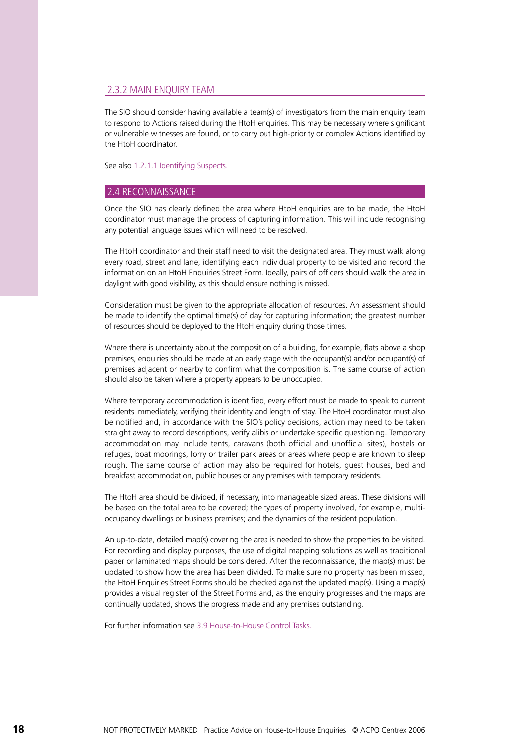### 2.3.2 MAIN ENQUIRY TEAM

The SIO should consider having available a team(s) of investigators from the main enquiry team to respond to Actions raised during the HtoH enquiries. This may be necessary where significant or vulnerable witnesses are found, or to carry out high-priority or complex Actions identified by the HtoH coordinator.

See also 1.2.1.1 Identifying Suspects.

## 2.4 RECONNAISSANCE

Once the SIO has clearly defined the area where HtoH enquiries are to be made, the HtoH coordinator must manage the process of capturing information. This will include recognising any potential language issues which will need to be resolved.

The HtoH coordinator and their staff need to visit the designated area. They must walk along every road, street and lane, identifying each individual property to be visited and record the information on an HtoH Enquiries Street Form. Ideally, pairs of officers should walk the area in daylight with good visibility, as this should ensure nothing is missed.

Consideration must be given to the appropriate allocation of resources. An assessment should be made to identify the optimal time(s) of day for capturing information; the greatest number of resources should be deployed to the HtoH enquiry during those times.

Where there is uncertainty about the composition of a building, for example, flats above a shop premises, enquiries should be made at an early stage with the occupant(s) and/or occupant(s) of premises adjacent or nearby to confirm what the composition is. The same course of action should also be taken where a property appears to be unoccupied.

Where temporary accommodation is identified, every effort must be made to speak to current residents immediately, verifying their identity and length of stay. The HtoH coordinator must also be notified and, in accordance with the SIO's policy decisions, action may need to be taken straight away to record descriptions, verify alibis or undertake specific questioning. Temporary accommodation may include tents, caravans (both official and unofficial sites), hostels or refuges, boat moorings, lorry or trailer park areas or areas where people are known to sleep rough. The same course of action may also be required for hotels, guest houses, bed and breakfast accommodation, public houses or any premises with temporary residents.

The HtoH area should be divided, if necessary, into manageable sized areas. These divisions will be based on the total area to be covered; the types of property involved, for example, multi-occupancy dwellings or business premises; and the dynamics of the resident population.

An up-to-date, detailed map(s) covering the area is needed to show the properties to be visited. For recording and display purposes, the use of digital mapping solutions as well as traditional paper or laminated maps should be considered. After the reconnaissance, the map(s) must be updated to show how the area has been divided. To make sure no property has been missed, the HtoH Enquiries Street Forms should be checked against the updated map(s). Using a map(s) provides a visual register of the Street Forms and, as the enquiry progresses and the maps are continually updated, shows the progress made and any premises outstanding.

For further information see 3.9 House-to-House Control Tasks.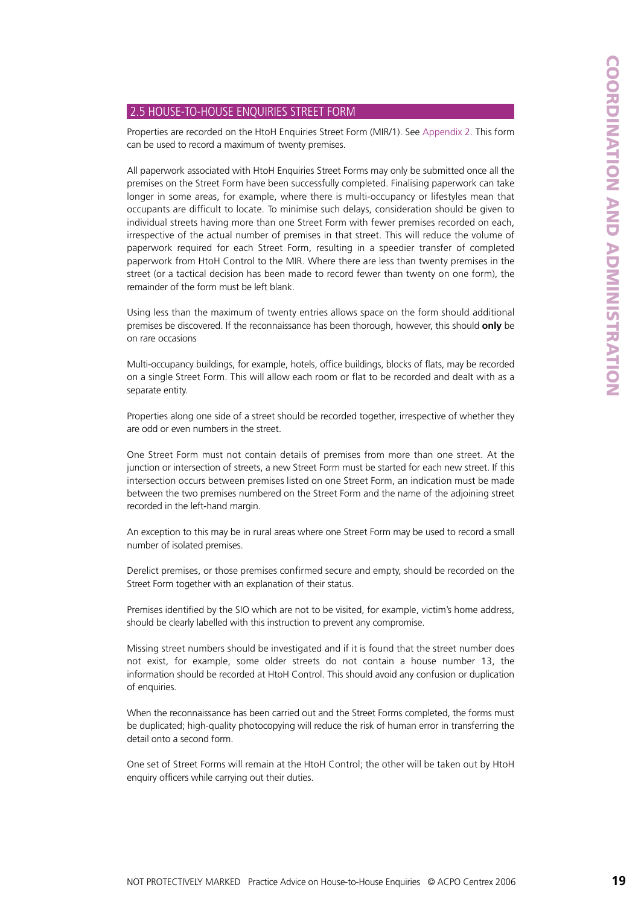## 2.5 HOUSE-TO-HOUSE ENQUIRIES STREET FORM

Properties are recorded on the HtoH Enquiries Street Form (MIR/1). See Appendix 2. This form can be used to record a maximum of twenty premises.

All paperwork associated with HtoH Enquiries Street Forms may only be submitted once all the premises on the Street Form have been successfully completed. Finalising paperwork can take longer in some areas, for example, where there is multi-occupancy or lifestyles mean that occupants are difficult to locate. To minimise such delays, consideration should be given to individual streets having more than one Street Form with fewer premises recorded on each, irrespective of the actual number of premises in that street. This will reduce the volume of paperwork required for each Street Form, resulting in a speedier transfer of completed paperwork from HtoH Control to the MIR. Where there are less than twenty premises in the street (or a tactical decision has been made to record fewer than twenty on one form), the remainder of the form must be left blank.

Using less than the maximum of twenty entries allows space on the form should additional premises be discovered. If the reconnaissance has been thorough, however, this should **only** be on rare occasions

Multi-occupancy buildings, for example, hotels, office buildings, blocks of flats, may be recorded on a single Street Form. This will allow each room or flat to be recorded and dealt with as a separate entity.

Properties along one side of a street should be recorded together, irrespective of whether they are odd or even numbers in the street.

One Street Form must not contain details of premises from more than one street. At the junction or intersection of streets, a new Street Form must be started for each new street. If this intersection occurs between premises listed on one Street Form, an indication must be made between the two premises numbered on the Street Form and the name of the adjoining street recorded in the left-hand margin.

An exception to this may be in rural areas where one Street Form may be used to record a small number of isolated premises.

Derelict premises, or those premises confirmed secure and empty, should be recorded on the Street Form together with an explanation of their status.

Premises identified by the SIO which are not to be visited, for example, victim's home address, should be clearly labelled with this instruction to prevent any compromise.

Missing street numbers should be investigated and if it is found that the street number does not exist, for example, some older streets do not contain a house number 13, the information should be recorded at HtoH Control. This should avoid any confusion or duplication of enquiries.

When the reconnaissance has been carried out and the Street Forms completed, the forms must be duplicated; high-quality photocopying will reduce the risk of human error in transferring the detail onto a second form.

One set of Street Forms will remain at the HtoH Control; the other will be taken out by HtoH enquiry officers while carrying out their duties.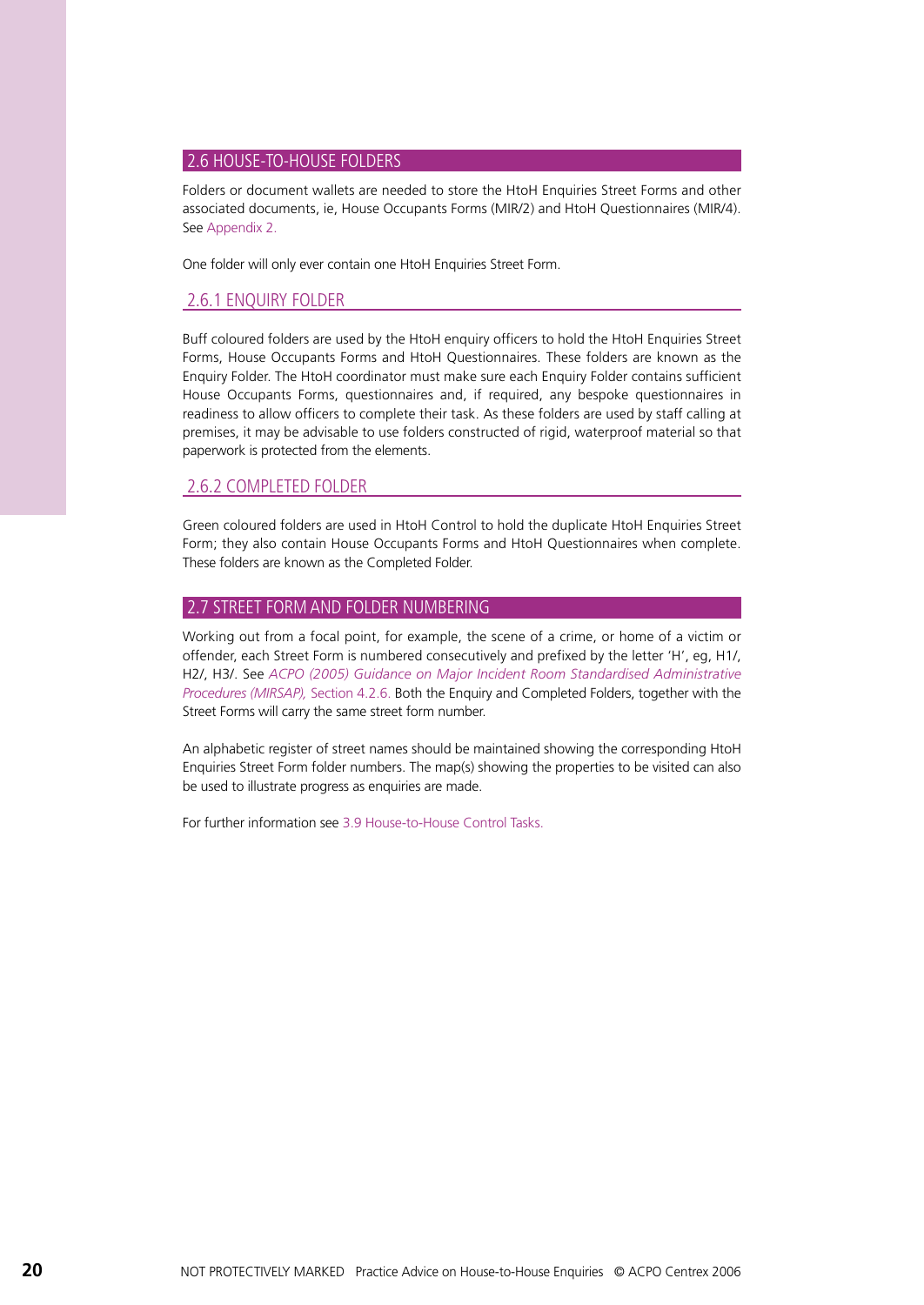## 2.6 HOUSE-TO-HOUSE FOLDERS

Folders or document wallets are needed to store the HtoH Enquiries Street Forms and other associated documents, ie, House Occupants Forms (MIR/2) and HtoH Questionnaires (MIR/4). See Appendix 2.

One folder will only ever contain one HtoH Enquiries Street Form.

### 2.6.1 ENQUIRY FOLDER

Buff coloured folders are used by the HtoH enquiry officers to hold the HtoH Enquiries Street Forms, House Occupants Forms and HtoH Questionnaires. These folders are known as the Enquiry Folder. The HtoH coordinator must make sure each Enquiry Folder contains sufficient House Occupants Forms, questionnaires and, if required, any bespoke questionnaires in readiness to allow officers to complete their task. As these folders are used by staff calling at premises, it may be advisable to use folders constructed of rigid, waterproof material so that paperwork is protected from the elements.

### 2.6.2 COMPLETED FOLDER

Green coloured folders are used in HtoH Control to hold the duplicate HtoH Enquiries Street Form; they also contain House Occupants Forms and HtoH Questionnaires when complete. These folders are known as the Completed Folder.

## 2.7 STREET FORM AND FOLDER NUMBERING

Working out from a focal point, for example, the scene of a crime, or home of a victim or offender, each Street Form is numbered consecutively and prefixed by the letter 'H', eg, H1/, H2/, H3/. See *ACPO (2005) Guidance on Major Incident Room Standardised Administrative Procedures (MIRSAP),* Section 4.2.6. Both the Enquiry and Completed Folders, together with the Street Forms will carry the same street form number.

An alphabetic register of street names should be maintained showing the corresponding HtoH Enquiries Street Form folder numbers. The map(s) showing the properties to be visited can also be used to illustrate progress as enquiries are made.

For further information see 3.9 House-to-House Control Tasks.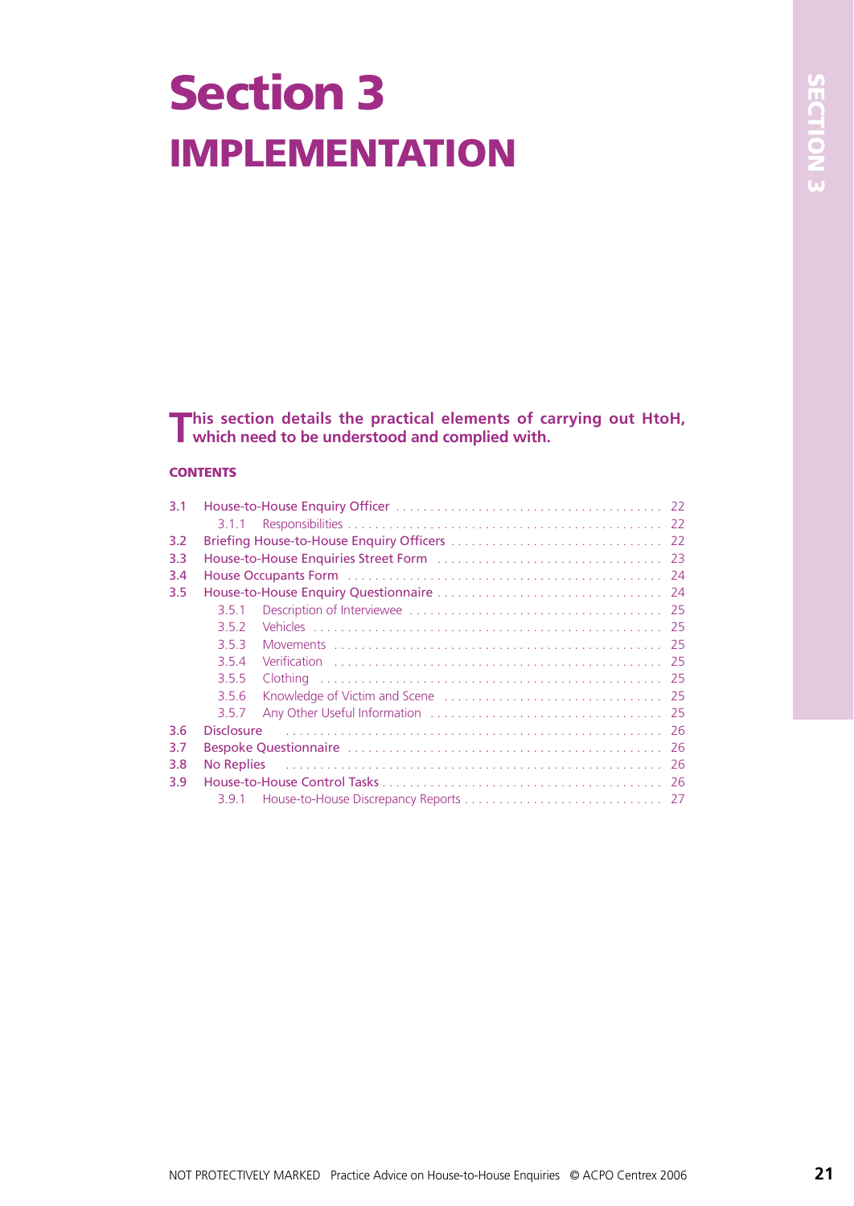# Section 3

# IMPLEMENTATION

**This section details the practical elements of carrying out HtoH, which need to be understood and complied with.**

**CONTENTS**

| | | |
|---|---|---|
| 3.1 | House-to-House Enquiry Officer | 22 |
| | 3.1.1 Responsibilities | 22 |
| 3.2 | Briefing House-to-House Enquiry Officers | 22 |
| 3.3 | House-to-House Enquiries Street Form | 23 |
| 3.4 | House Occupants Form | 24 |
| 3.5 | House-to-House Enquiry Questionnaire | 24 |
| | 3.5.1 Description of Interviewee | 25 |
| | 3.5.2 Vehicles | 25 |
| | 3.5.3 Movements | 25 |
| | 3.5.4 Verification | 25 |
| | 3.5.5 Clothing | 25 |
| | 3.5.6 Knowledge of Victim and Scene | 25 |
| | 3.5.7 Any Other Useful Information | 25 |
| 3.6 | Disclosure | 26 |
| 3.7 | Bespoke Questionnaire | 26 |
| 3.8 | No Replies | 26 |
| 3.9 | House-to-House Control Tasks | 26 |
| | 3.9.1 House-to-House Discrepancy Reports | 27 |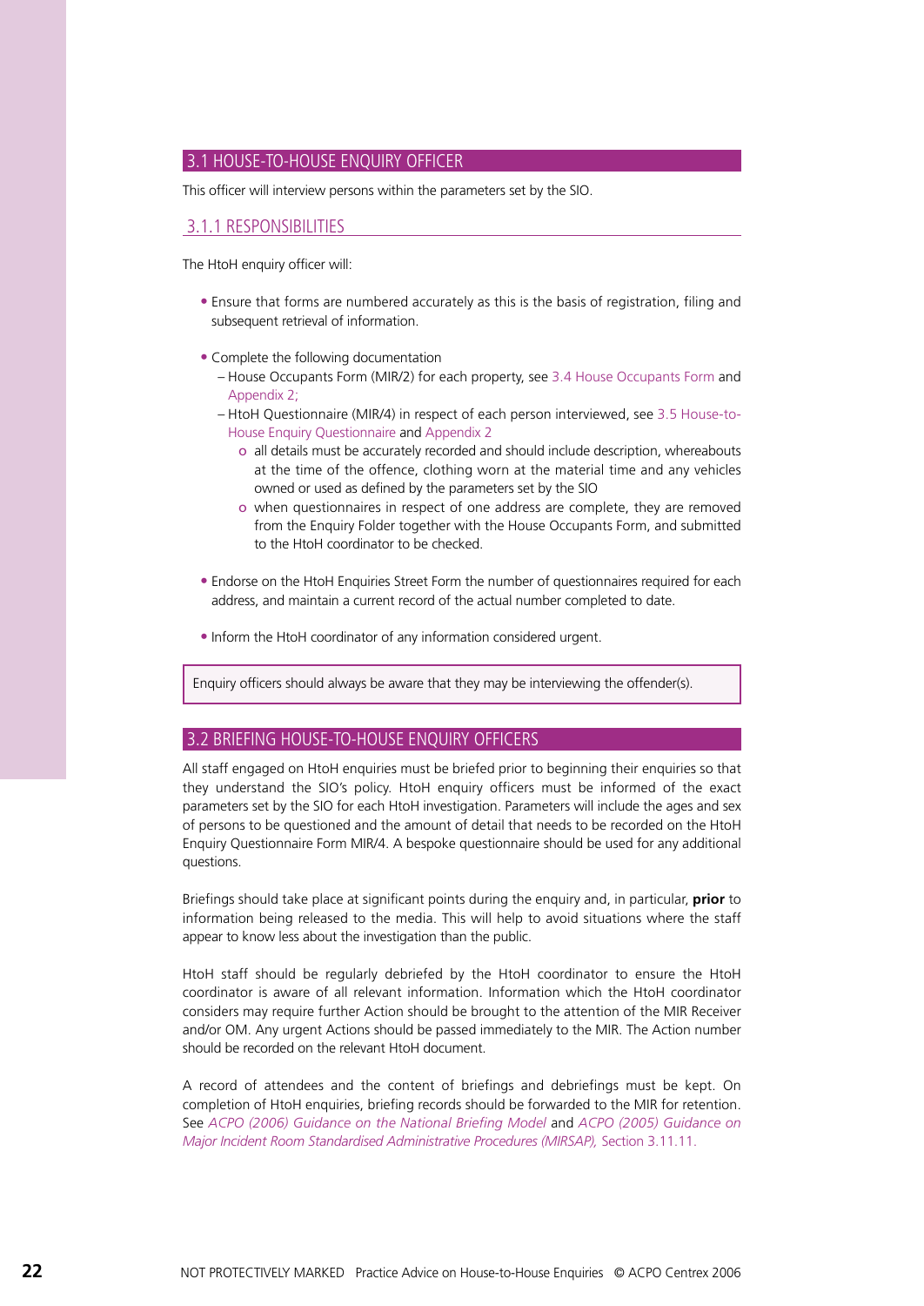## 3.1 HOUSE-TO-HOUSE ENQUIRY OFFICER

This officer will interview persons within the parameters set by the SIO.

### 3.1.1 RESPONSIBILITIES

The HtoH enquiry officer will:

- Ensure that forms are numbered accurately as this is the basis of registration, filing and subsequent retrieval of information.

- Complete the following documentation
  - House Occupants Form (MIR/2) for each property, see 3.4 House Occupants Form and Appendix 2;
  - HtoH Questionnaire (MIR/4) in respect of each person interviewed, see 3.5 House-to-House Enquiry Questionnaire and Appendix 2
    - all details must be accurately recorded and should include description, whereabouts at the time of the offence, clothing worn at the material time and any vehicles owned or used as defined by the parameters set by the SIO
    - when questionnaires in respect of one address are complete, they are removed from the Enquiry Folder together with the House Occupants Form, and submitted to the HtoH coordinator to be checked.

- Endorse on the HtoH Enquiries Street Form the number of questionnaires required for each address, and maintain a current record of the actual number completed to date.

- Inform the HtoH coordinator of any information considered urgent.

> Enquiry officers should always be aware that they may be interviewing the offender(s).

## 3.2 BRIEFING HOUSE-TO-HOUSE ENQUIRY OFFICERS

All staff engaged on HtoH enquiries must be briefed prior to beginning their enquiries so that they understand the SIO's policy. HtoH enquiry officers must be informed of the exact parameters set by the SIO for each HtoH investigation. Parameters will include the ages and sex of persons to be questioned and the amount of detail that needs to be recorded on the HtoH Enquiry Questionnaire Form MIR/4. A bespoke questionnaire should be used for any additional questions.

Briefings should take place at significant points during the enquiry and, in particular, **prior** to information being released to the media. This will help to avoid situations where the staff appear to know less about the investigation than the public.

HtoH staff should be regularly debriefed by the HtoH coordinator to ensure the HtoH coordinator is aware of all relevant information. Information which the HtoH coordinator considers may require further Action should be brought to the attention of the MIR Receiver and/or OM. Any urgent Actions should be passed immediately to the MIR. The Action number should be recorded on the relevant HtoH document.

A record of attendees and the content of briefings and debriefings must be kept. On completion of HtoH enquiries, briefing records should be forwarded to the MIR for retention. See *ACPO (2006) Guidance on the National Briefing Model* and *ACPO (2005) Guidance on Major Incident Room Standardised Administrative Procedures (MIRSAP),* Section 3.11.11.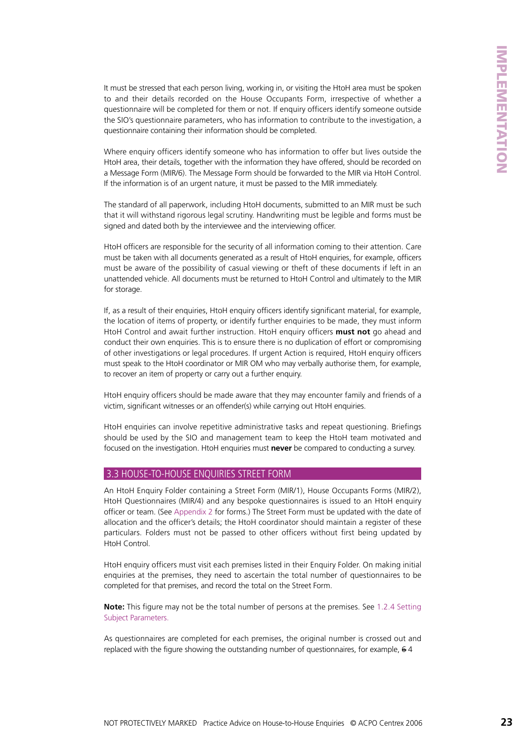It must be stressed that each person living, working in, or visiting the HtoH area must be spoken to and their details recorded on the House Occupants Form, irrespective of whether a questionnaire will be completed for them or not. If enquiry officers identify someone outside the SIO's questionnaire parameters, who has information to contribute to the investigation, a questionnaire containing their information should be completed.

Where enquiry officers identify someone who has information to offer but lives outside the HtoH area, their details, together with the information they have offered, should be recorded on a Message Form (MIR/6). The Message Form should be forwarded to the MIR via HtoH Control. If the information is of an urgent nature, it must be passed to the MIR immediately.

The standard of all paperwork, including HtoH documents, submitted to an MIR must be such that it will withstand rigorous legal scrutiny. Handwriting must be legible and forms must be signed and dated both by the interviewee and the interviewing officer.

HtoH officers are responsible for the security of all information coming to their attention. Care must be taken with all documents generated as a result of HtoH enquiries, for example, officers must be aware of the possibility of casual viewing or theft of these documents if left in an unattended vehicle. All documents must be returned to HtoH Control and ultimately to the MIR for storage.

If, as a result of their enquiries, HtoH enquiry officers identify significant material, for example, the location of items of property, or identify further enquiries to be made, they must inform HtoH Control and await further instruction. HtoH enquiry officers **must not** go ahead and conduct their own enquiries. This is to ensure there is no duplication of effort or compromising of other investigations or legal procedures. If urgent Action is required, HtoH enquiry officers must speak to the HtoH coordinator or MIR OM who may verbally authorise them, for example, to recover an item of property or carry out a further enquiry.

HtoH enquiry officers should be made aware that they may encounter family and friends of a victim, significant witnesses or an offender(s) while carrying out HtoH enquiries.

HtoH enquiries can involve repetitive administrative tasks and repeat questioning. Briefings should be used by the SIO and management team to keep the HtoH team motivated and focused on the investigation. HtoH enquiries must **never** be compared to conducting a survey.

## 3.3 HOUSE-TO-HOUSE ENQUIRIES STREET FORM

An HtoH Enquiry Folder containing a Street Form (MIR/1), House Occupants Forms (MIR/2), HtoH Questionnaires (MIR/4) and any bespoke questionnaires is issued to an HtoH enquiry officer or team. (See Appendix 2 for forms.) The Street Form must be updated with the date of allocation and the officer's details; the HtoH coordinator should maintain a register of these particulars. Folders must not be passed to other officers without first being updated by HtoH Control.

HtoH enquiry officers must visit each premises listed in their Enquiry Folder. On making initial enquiries at the premises, they need to ascertain the total number of questionnaires to be completed for that premises, and record the total on the Street Form.

**Note:** This figure may not be the total number of persons at the premises. See 1.2.4 Setting Subject Parameters.

As questionnaires are completed for each premises, the original number is crossed out and replaced with the figure showing the outstanding number of questionnaires, for example, ~~6~~ 4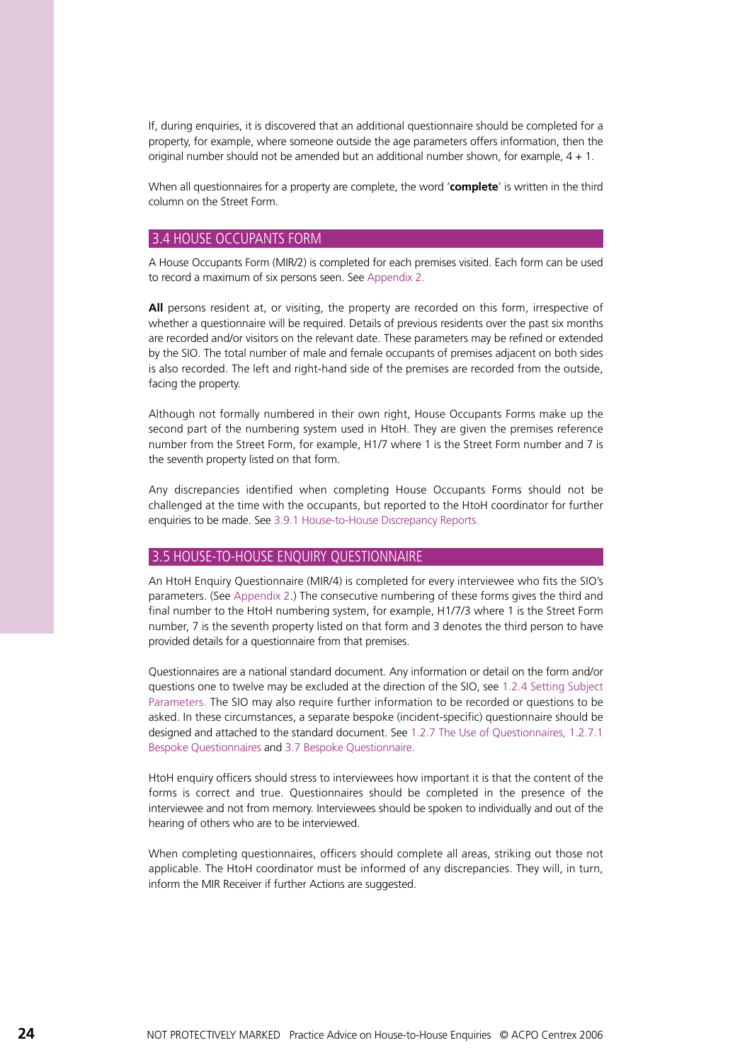If, during enquiries, it is discovered that an additional questionnaire should be completed for a property, for example, where someone outside the age parameters offers information, then the original number should not be amended but an additional number shown, for example, 4 + 1.

When all questionnaires for a property are complete, the word '**complete**' is written in the third column on the Street Form.

## 3.4 HOUSE OCCUPANTS FORM

A House Occupants Form (MIR/2) is completed for each premises visited. Each form can be used to record a maximum of six persons seen. See Appendix 2.

**All** persons resident at, or visiting, the property are recorded on this form, irrespective of whether a questionnaire will be required. Details of previous residents over the past six months are recorded and/or visitors on the relevant date. These parameters may be refined or extended by the SIO. The total number of male and female occupants of premises adjacent on both sides is also recorded. The left and right-hand side of the premises are recorded from the outside, facing the property.

Although not formally numbered in their own right, House Occupants Forms make up the second part of the numbering system used in HtoH. They are given the premises reference number from the Street Form, for example, H1/7 where 1 is the Street Form number and 7 is the seventh property listed on that form.

Any discrepancies identified when completing House Occupants Forms should not be challenged at the time with the occupants, but reported to the HtoH coordinator for further enquiries to be made. See 3.9.1 House-to-House Discrepancy Reports.

## 3.5 HOUSE-TO-HOUSE ENQUIRY QUESTIONNAIRE

An HtoH Enquiry Questionnaire (MIR/4) is completed for every interviewee who fits the SIO's parameters. (See Appendix 2.) The consecutive numbering of these forms gives the third and final number to the HtoH numbering system, for example, H1/7/3 where 1 is the Street Form number, 7 is the seventh property listed on that form and 3 denotes the third person to have provided details for a questionnaire from that premises.

Questionnaires are a national standard document. Any information or detail on the form and/or questions one to twelve may be excluded at the direction of the SIO, see 1.2.4 Setting Subject Parameters. The SIO may also require further information to be recorded or questions to be asked. In these circumstances, a separate bespoke (incident-specific) questionnaire should be designed and attached to the standard document. See 1.2.7 The Use of Questionnaires, 1.2.7.1 Bespoke Questionnaires and 3.7 Bespoke Questionnaire.

HtoH enquiry officers should stress to interviewees how important it is that the content of the forms is correct and true. Questionnaires should be completed in the presence of the interviewee and not from memory. Interviewees should be spoken to individually and out of the hearing of others who are to be interviewed.

When completing questionnaires, officers should complete all areas, striking out those not applicable. The HtoH coordinator must be informed of any discrepancies. They will, in turn, inform the MIR Receiver if further Actions are suggested.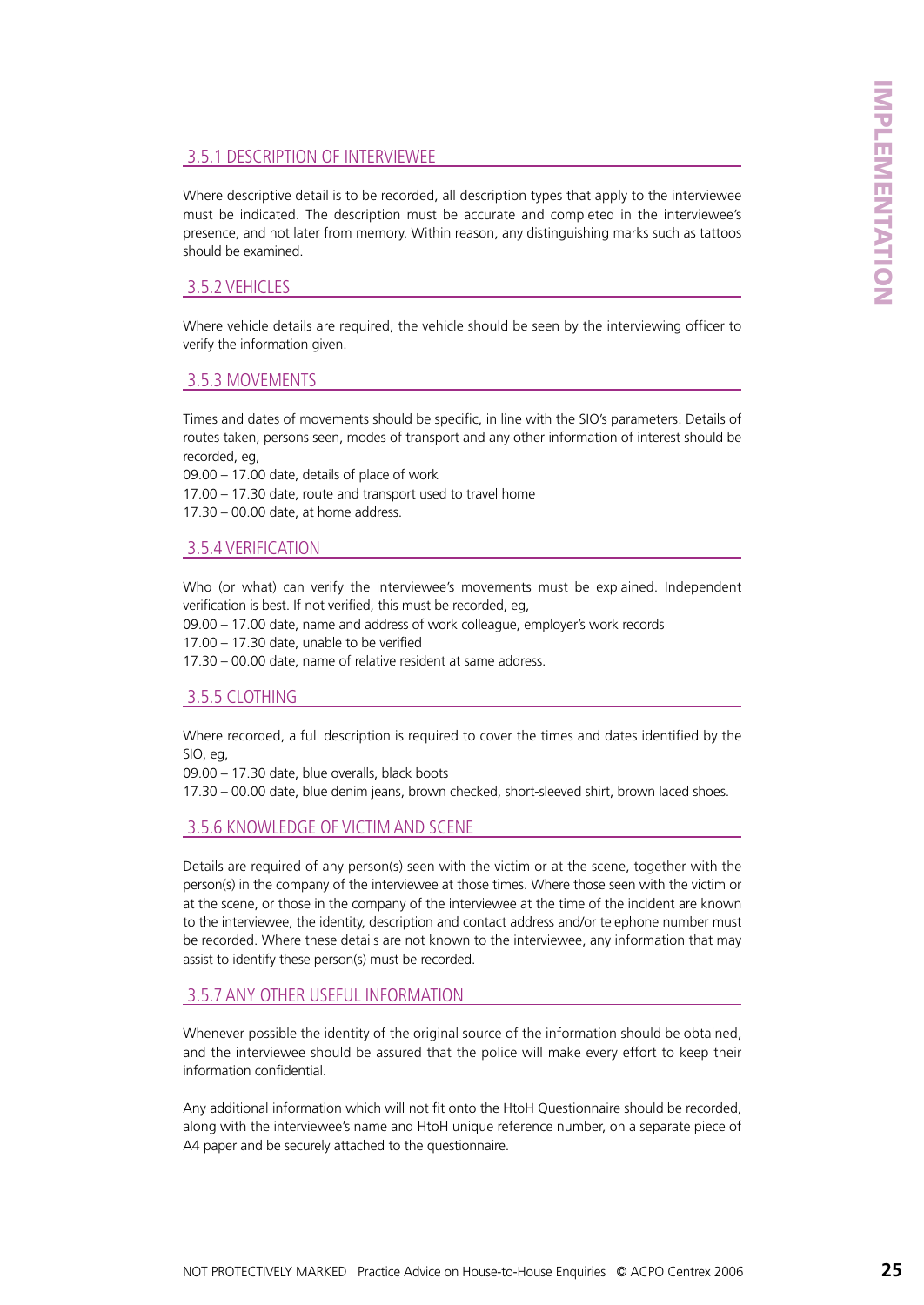### 3.5.1 DESCRIPTION OF INTERVIEWEE

Where descriptive detail is to be recorded, all description types that apply to the interviewee must be indicated. The description must be accurate and completed in the interviewee's presence, and not later from memory. Within reason, any distinguishing marks such as tattoos should be examined.

### 3.5.2 VEHICLES

Where vehicle details are required, the vehicle should be seen by the interviewing officer to verify the information given.

### 3.5.3 MOVEMENTS

Times and dates of movements should be specific, in line with the SIO's parameters. Details of routes taken, persons seen, modes of transport and any other information of interest should be recorded, eg,

09.00 – 17.00 date, details of place of work
17.00 – 17.30 date, route and transport used to travel home
17.30 – 00.00 date, at home address.

### 3.5.4 VERIFICATION

Who (or what) can verify the interviewee's movements must be explained. Independent verification is best. If not verified, this must be recorded, eg,

09.00 – 17.00 date, name and address of work colleague, employer's work records
17.00 – 17.30 date, unable to be verified
17.30 – 00.00 date, name of relative resident at same address.

### 3.5.5 CLOTHING

Where recorded, a full description is required to cover the times and dates identified by the SIO, eg,

09.00 – 17.30 date, blue overalls, black boots
17.30 – 00.00 date, blue denim jeans, brown checked, short-sleeved shirt, brown laced shoes.

### 3.5.6 KNOWLEDGE OF VICTIM AND SCENE

Details are required of any person(s) seen with the victim or at the scene, together with the person(s) in the company of the interviewee at those times. Where those seen with the victim or at the scene, or those in the company of the interviewee at the time of the incident are known to the interviewee, the identity, description and contact address and/or telephone number must be recorded. Where these details are not known to the interviewee, any information that may assist to identify these person(s) must be recorded.

### 3.5.7 ANY OTHER USEFUL INFORMATION

Whenever possible the identity of the original source of the information should be obtained, and the interviewee should be assured that the police will make every effort to keep their information confidential.

Any additional information which will not fit onto the HtoH Questionnaire should be recorded, along with the interviewee's name and HtoH unique reference number, on a separate piece of A4 paper and be securely attached to the questionnaire.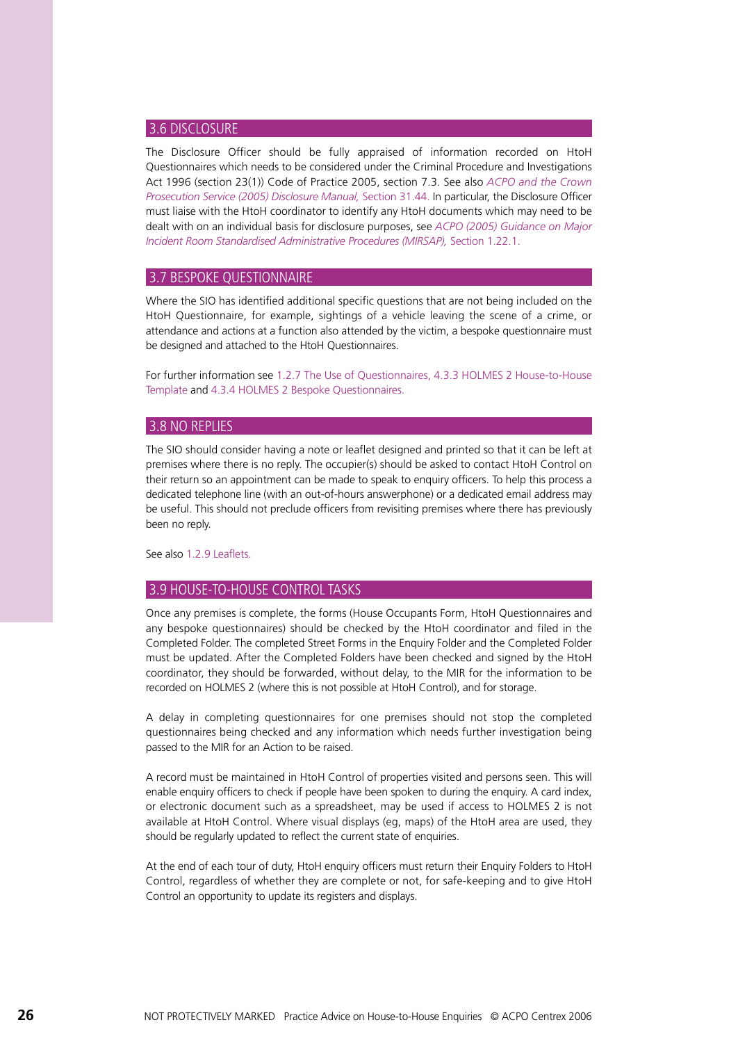## 3.6 DISCLOSURE

The Disclosure Officer should be fully appraised of information recorded on HtoH Questionnaires which needs to be considered under the Criminal Procedure and Investigations Act 1996 (section 23(1)) Code of Practice 2005, section 7.3. See also *ACPO and the Crown Prosecution Service (2005) Disclosure Manual,* Section 31.44. In particular, the Disclosure Officer must liaise with the HtoH coordinator to identify any HtoH documents which may need to be dealt with on an individual basis for disclosure purposes, see *ACPO (2005) Guidance on Major Incident Room Standardised Administrative Procedures (MIRSAP),* Section 1.22.1.

## 3.7 BESPOKE QUESTIONNAIRE

Where the SIO has identified additional specific questions that are not being included on the HtoH Questionnaire, for example, sightings of a vehicle leaving the scene of a crime, or attendance and actions at a function also attended by the victim, a bespoke questionnaire must be designed and attached to the HtoH Questionnaires.

For further information see 1.2.7 The Use of Questionnaires, 4.3.3 HOLMES 2 House-to-House Template and 4.3.4 HOLMES 2 Bespoke Questionnaires.

## 3.8 NO REPLIES

The SIO should consider having a note or leaflet designed and printed so that it can be left at premises where there is no reply. The occupier(s) should be asked to contact HtoH Control on their return so an appointment can be made to speak to enquiry officers. To help this process a dedicated telephone line (with an out-of-hours answerphone) or a dedicated email address may be useful. This should not preclude officers from revisiting premises where there has previously been no reply.

See also 1.2.9 Leaflets.

## 3.9 HOUSE-TO-HOUSE CONTROL TASKS

Once any premises is complete, the forms (House Occupants Form, HtoH Questionnaires and any bespoke questionnaires) should be checked by the HtoH coordinator and filed in the Completed Folder. The completed Street Forms in the Enquiry Folder and the Completed Folder must be updated. After the Completed Folders have been checked and signed by the HtoH coordinator, they should be forwarded, without delay, to the MIR for the information to be recorded on HOLMES 2 (where this is not possible at HtoH Control), and for storage.

A delay in completing questionnaires for one premises should not stop the completed questionnaires being checked and any information which needs further investigation being passed to the MIR for an Action to be raised.

A record must be maintained in HtoH Control of properties visited and persons seen. This will enable enquiry officers to check if people have been spoken to during the enquiry. A card index, or electronic document such as a spreadsheet, may be used if access to HOLMES 2 is not available at HtoH Control. Where visual displays (eg, maps) of the HtoH area are used, they should be regularly updated to reflect the current state of enquiries.

At the end of each tour of duty, HtoH enquiry officers must return their Enquiry Folders to HtoH Control, regardless of whether they are complete or not, for safe-keeping and to give HtoH Control an opportunity to update its registers and displays.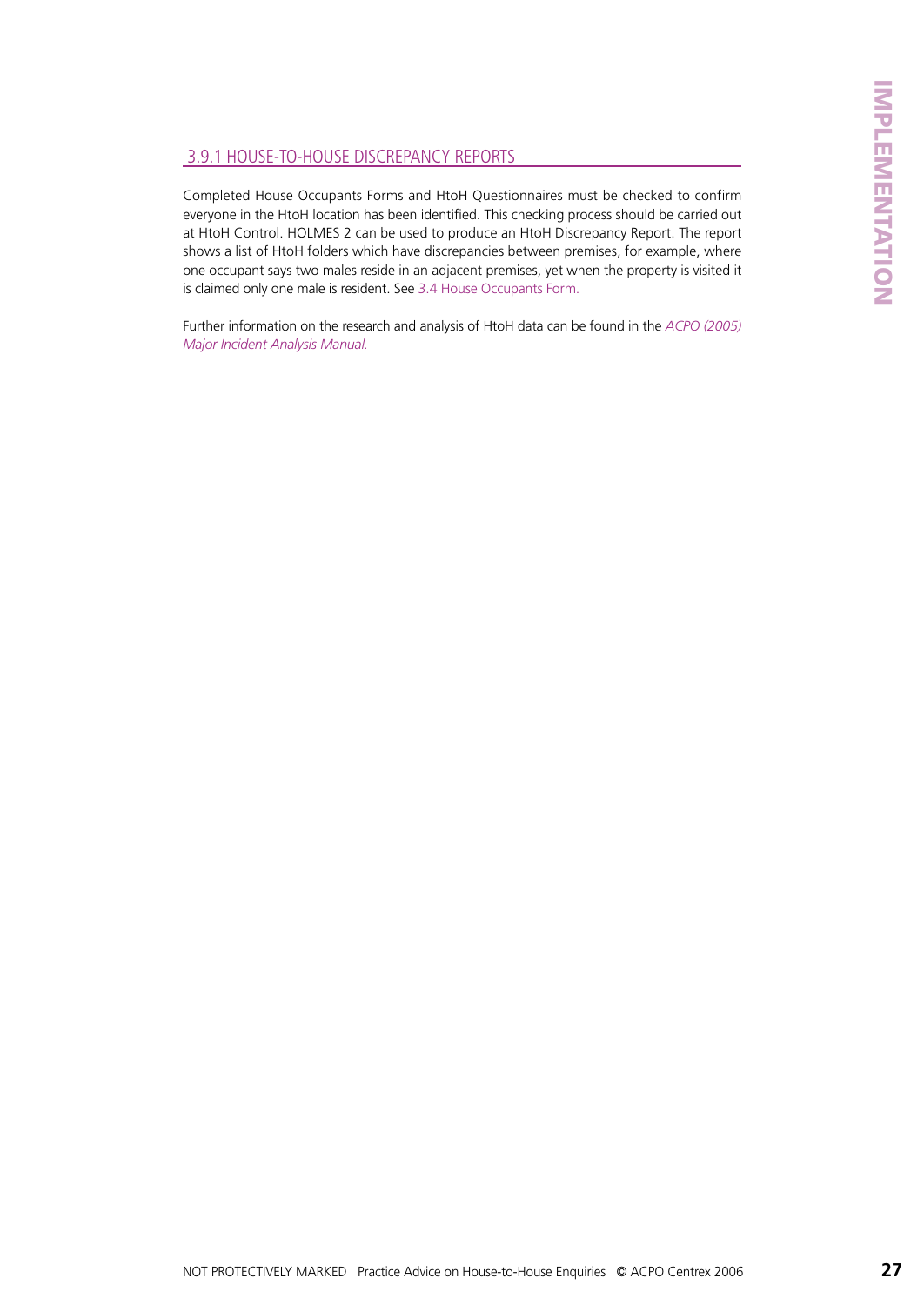### 3.9.1 HOUSE-TO-HOUSE DISCREPANCY REPORTS

Completed House Occupants Forms and HtoH Questionnaires must be checked to confirm everyone in the HtoH location has been identified. This checking process should be carried out at HtoH Control. HOLMES 2 can be used to produce an HtoH Discrepancy Report. The report shows a list of HtoH folders which have discrepancies between premises, for example, where one occupant says two males reside in an adjacent premises, yet when the property is visited it is claimed only one male is resident. See 3.4 House Occupants Form.

Further information on the research and analysis of HtoH data can be found in the *ACPO (2005) Major Incident Analysis Manual.*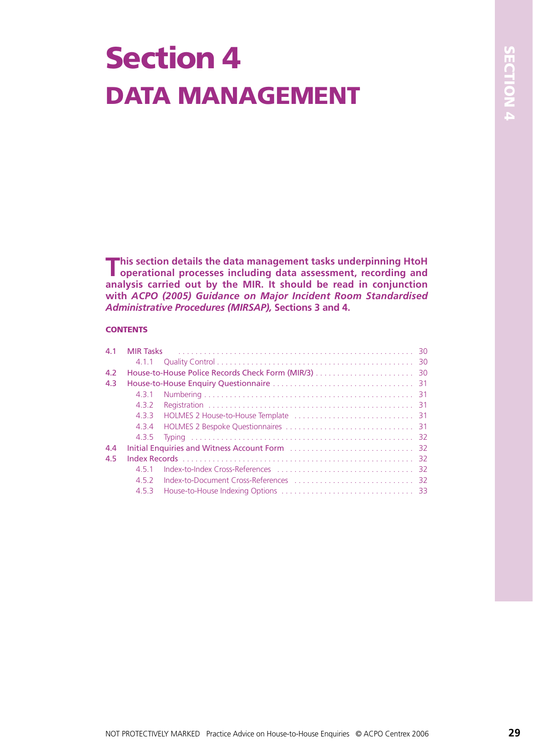# Section 4

## DATA MANAGEMENT

**This section details the data management tasks underpinning HtoH operational processes including data assessment, recording and analysis carried out by the MIR. It should be read in conjunction with *ACPO (2005) Guidance on Major Incident Room Standardised Administrative Procedures (MIRSAP),* Sections 3 and 4.**

**CONTENTS**

- 4.1 MIR Tasks ..... 30
  - 4.1.1 Quality Control ..... 30
- 4.2 House-to-House Police Records Check Form (MIR/3) ..... 30
- 4.3 House-to-House Enquiry Questionnaire ..... 31
  - 4.3.1 Numbering ..... 31
  - 4.3.2 Registration ..... 31
  - 4.3.3 HOLMES 2 House-to-House Template ..... 31
  - 4.3.4 HOLMES 2 Bespoke Questionnaires ..... 31
  - 4.3.5 Typing ..... 32
- 4.4 Initial Enquiries and Witness Account Form ..... 32
- 4.5 Index Records ..... 32
  - 4.5.1 Index-to-Index Cross-References ..... 32
  - 4.5.2 Index-to-Document Cross-References ..... 32
  - 4.5.3 House-to-House Indexing Options ..... 33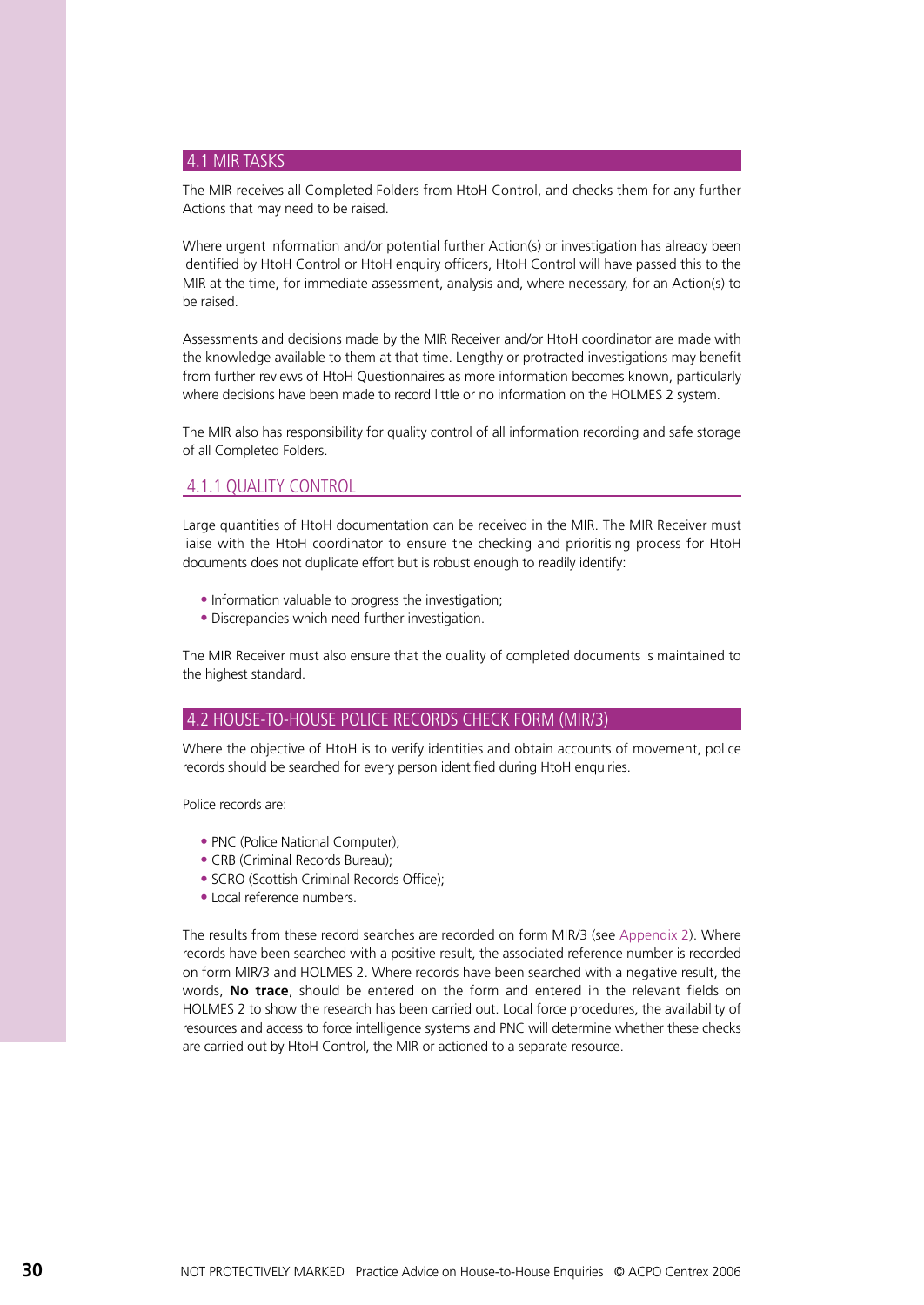## 4.1 MIR TASKS

The MIR receives all Completed Folders from HtoH Control, and checks them for any further Actions that may need to be raised.

Where urgent information and/or potential further Action(s) or investigation has already been identified by HtoH Control or HtoH enquiry officers, HtoH Control will have passed this to the MIR at the time, for immediate assessment, analysis and, where necessary, for an Action(s) to be raised.

Assessments and decisions made by the MIR Receiver and/or HtoH coordinator are made with the knowledge available to them at that time. Lengthy or protracted investigations may benefit from further reviews of HtoH Questionnaires as more information becomes known, particularly where decisions have been made to record little or no information on the HOLMES 2 system.

The MIR also has responsibility for quality control of all information recording and safe storage of all Completed Folders.

### 4.1.1 QUALITY CONTROL

Large quantities of HtoH documentation can be received in the MIR. The MIR Receiver must liaise with the HtoH coordinator to ensure the checking and prioritising process for HtoH documents does not duplicate effort but is robust enough to readily identify:

- Information valuable to progress the investigation;
- Discrepancies which need further investigation.

The MIR Receiver must also ensure that the quality of completed documents is maintained to the highest standard.

## 4.2 HOUSE-TO-HOUSE POLICE RECORDS CHECK FORM (MIR/3)

Where the objective of HtoH is to verify identities and obtain accounts of movement, police records should be searched for every person identified during HtoH enquiries.

Police records are:

- PNC (Police National Computer);
- CRB (Criminal Records Bureau);
- SCRO (Scottish Criminal Records Office);
- Local reference numbers.

The results from these record searches are recorded on form MIR/3 (see Appendix 2). Where records have been searched with a positive result, the associated reference number is recorded on form MIR/3 and HOLMES 2. Where records have been searched with a negative result, the words, **No trace**, should be entered on the form and entered in the relevant fields on HOLMES 2 to show the research has been carried out. Local force procedures, the availability of resources and access to force intelligence systems and PNC will determine whether these checks are carried out by HtoH Control, the MIR or actioned to a separate resource.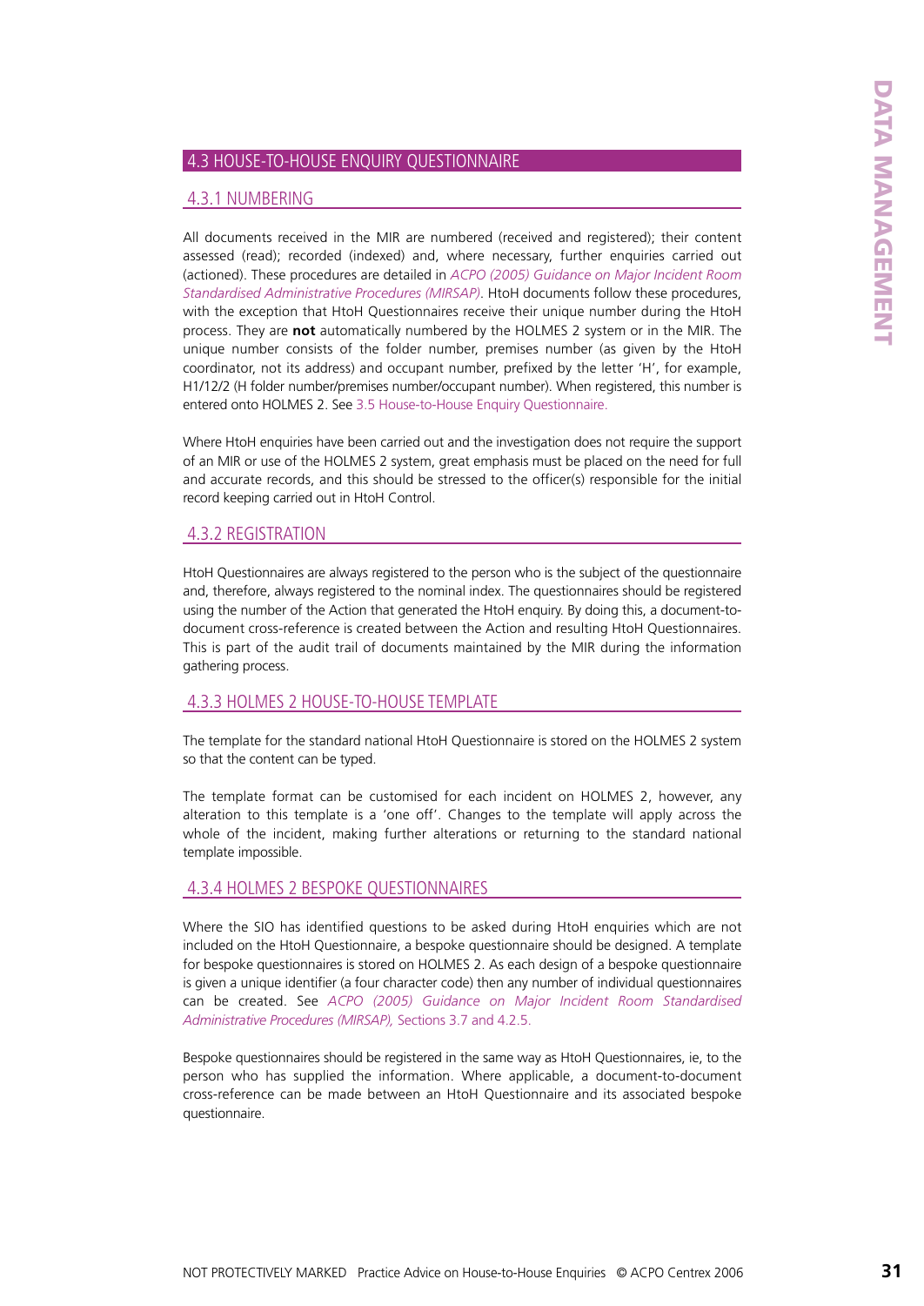## 4.3 HOUSE-TO-HOUSE ENQUIRY QUESTIONNAIRE

### 4.3.1 NUMBERING

All documents received in the MIR are numbered (received and registered); their content assessed (read); recorded (indexed) and, where necessary, further enquiries carried out (actioned). These procedures are detailed in *ACPO (2005) Guidance on Major Incident Room Standardised Administrative Procedures (MIRSAP)*. HtoH documents follow these procedures, with the exception that HtoH Questionnaires receive their unique number during the HtoH process. They are **not** automatically numbered by the HOLMES 2 system or in the MIR. The unique number consists of the folder number, premises number (as given by the HtoH coordinator, not its address) and occupant number, prefixed by the letter 'H', for example, H1/12/2 (H folder number/premises number/occupant number). When registered, this number is entered onto HOLMES 2. See 3.5 House-to-House Enquiry Questionnaire.

Where HtoH enquiries have been carried out and the investigation does not require the support of an MIR or use of the HOLMES 2 system, great emphasis must be placed on the need for full and accurate records, and this should be stressed to the officer(s) responsible for the initial record keeping carried out in HtoH Control.

### 4.3.2 REGISTRATION

HtoH Questionnaires are always registered to the person who is the subject of the questionnaire and, therefore, always registered to the nominal index. The questionnaires should be registered using the number of the Action that generated the HtoH enquiry. By doing this, a document-to-document cross-reference is created between the Action and resulting HtoH Questionnaires. This is part of the audit trail of documents maintained by the MIR during the information gathering process.

### 4.3.3 HOLMES 2 HOUSE-TO-HOUSE TEMPLATE

The template for the standard national HtoH Questionnaire is stored on the HOLMES 2 system so that the content can be typed.

The template format can be customised for each incident on HOLMES 2, however, any alteration to this template is a 'one off'. Changes to the template will apply across the whole of the incident, making further alterations or returning to the standard national template impossible.

### 4.3.4 HOLMES 2 BESPOKE QUESTIONNAIRES

Where the SIO has identified questions to be asked during HtoH enquiries which are not included on the HtoH Questionnaire, a bespoke questionnaire should be designed. A template for bespoke questionnaires is stored on HOLMES 2. As each design of a bespoke questionnaire is given a unique identifier (a four character code) then any number of individual questionnaires can be created. See *ACPO (2005) Guidance on Major Incident Room Standardised Administrative Procedures (MIRSAP),* Sections 3.7 and 4.2.5.

Bespoke questionnaires should be registered in the same way as HtoH Questionnaires, ie, to the person who has supplied the information. Where applicable, a document-to-document cross-reference can be made between an HtoH Questionnaire and its associated bespoke questionnaire.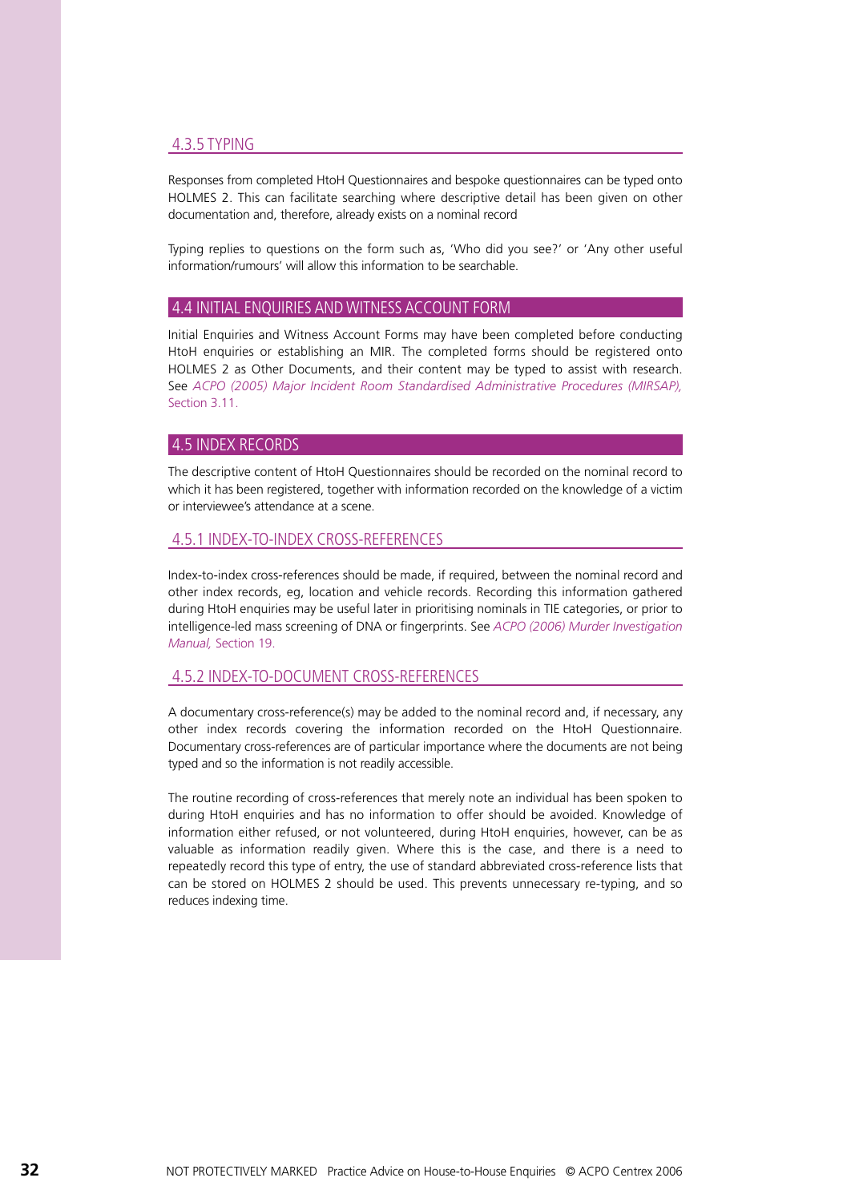### 4.3.5 TYPING

Responses from completed HtoH Questionnaires and bespoke questionnaires can be typed onto HOLMES 2. This can facilitate searching where descriptive detail has been given on other documentation and, therefore, already exists on a nominal record

Typing replies to questions on the form such as, 'Who did you see?' or 'Any other useful information/rumours' will allow this information to be searchable.

## 4.4 INITIAL ENQUIRIES AND WITNESS ACCOUNT FORM

Initial Enquiries and Witness Account Forms may have been completed before conducting HtoH enquiries or establishing an MIR. The completed forms should be registered onto HOLMES 2 as Other Documents, and their content may be typed to assist with research. See *ACPO (2005) Major Incident Room Standardised Administrative Procedures (MIRSAP),* Section 3.11.

## 4.5 INDEX RECORDS

The descriptive content of HtoH Questionnaires should be recorded on the nominal record to which it has been registered, together with information recorded on the knowledge of a victim or interviewee's attendance at a scene.

### 4.5.1 INDEX-TO-INDEX CROSS-REFERENCES

Index-to-index cross-references should be made, if required, between the nominal record and other index records, eg, location and vehicle records. Recording this information gathered during HtoH enquiries may be useful later in prioritising nominals in TIE categories, or prior to intelligence-led mass screening of DNA or fingerprints. See *ACPO (2006) Murder Investigation Manual,* Section 19.

### 4.5.2 INDEX-TO-DOCUMENT CROSS-REFERENCES

A documentary cross-reference(s) may be added to the nominal record and, if necessary, any other index records covering the information recorded on the HtoH Questionnaire. Documentary cross-references are of particular importance where the documents are not being typed and so the information is not readily accessible.

The routine recording of cross-references that merely note an individual has been spoken to during HtoH enquiries and has no information to offer should be avoided. Knowledge of information either refused, or not volunteered, during HtoH enquiries, however, can be as valuable as information readily given. Where this is the case, and there is a need to repeatedly record this type of entry, the use of standard abbreviated cross-reference lists that can be stored on HOLMES 2 should be used. This prevents unnecessary re-typing, and so reduces indexing time.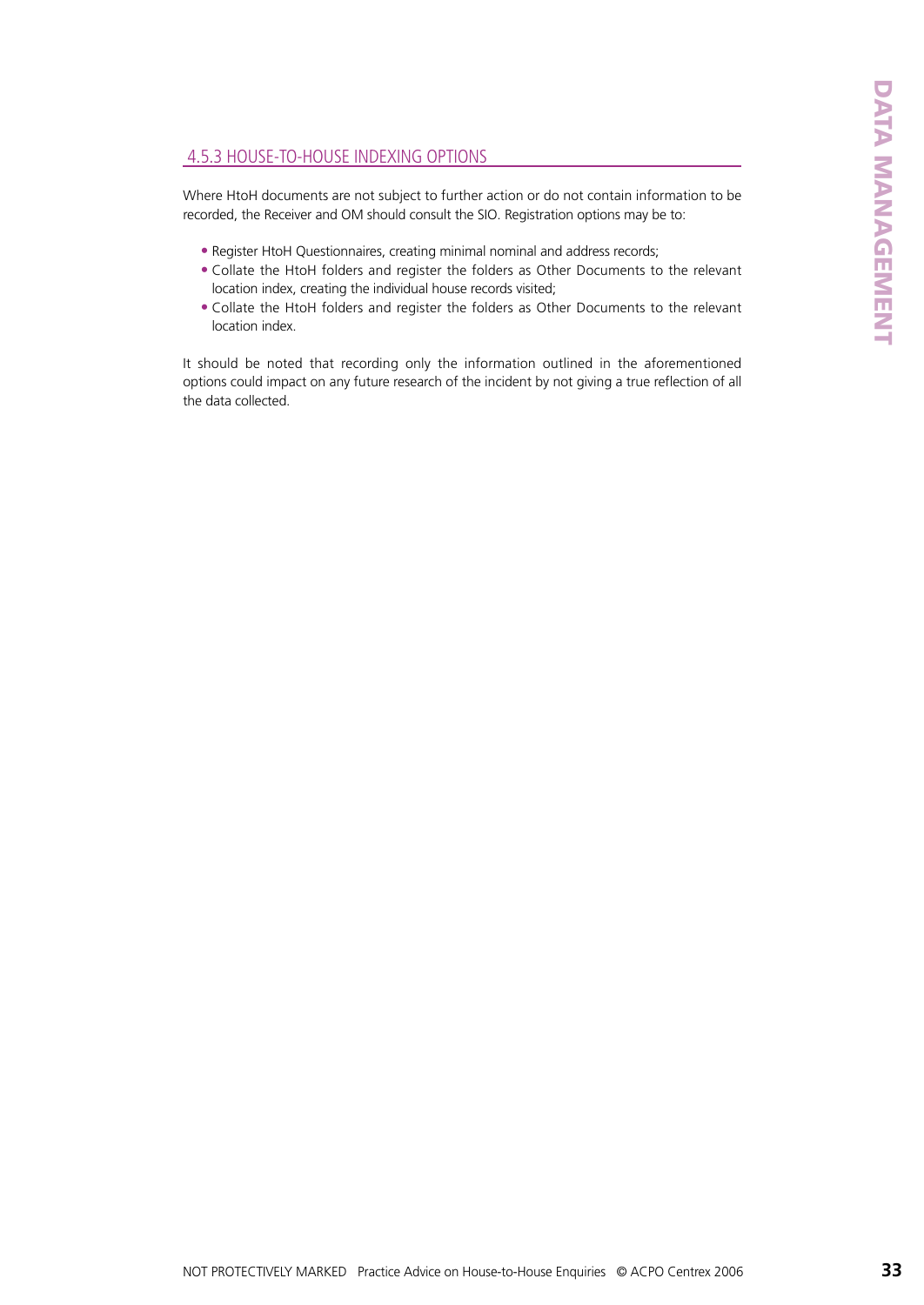### 4.5.3 HOUSE-TO-HOUSE INDEXING OPTIONS

Where HtoH documents are not subject to further action or do not contain information to be recorded, the Receiver and OM should consult the SIO. Registration options may be to:

- Register HtoH Questionnaires, creating minimal nominal and address records;
- Collate the HtoH folders and register the folders as Other Documents to the relevant location index, creating the individual house records visited;
- Collate the HtoH folders and register the folders as Other Documents to the relevant location index.

It should be noted that recording only the information outlined in the aforementioned options could impact on any future research of the incident by not giving a true reflection of all the data collected.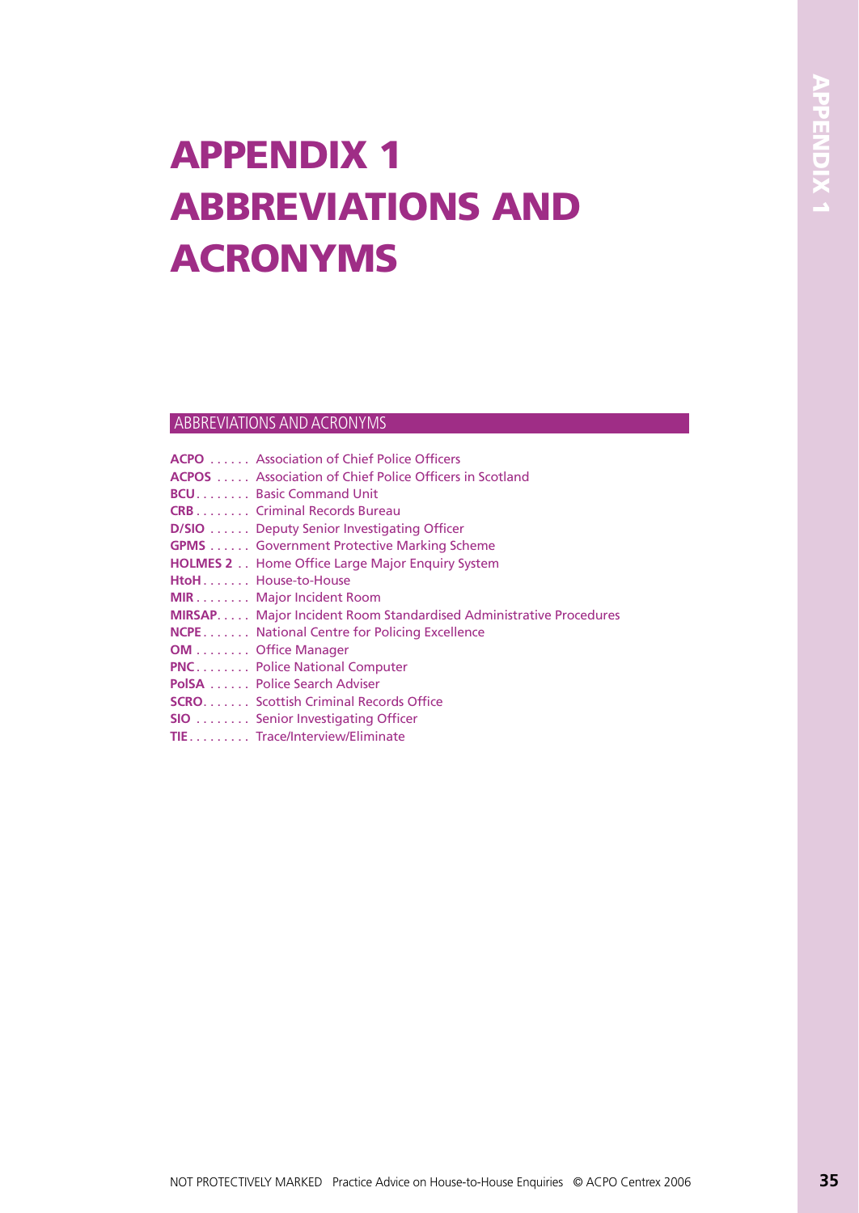# APPENDIX 1 ABBREVIATIONS AND ACRONYMS

## ABBREVIATIONS AND ACRONYMS

**ACPO** . . . . . . Association of Chief Police Officers
**ACPOS** . . . . . Association of Chief Police Officers in Scotland
**BCU**. . . . . . . . Basic Command Unit
**CRB** . . . . . . . . Criminal Records Bureau
**D/SIO** . . . . . . Deputy Senior Investigating Officer
**GPMS** . . . . . . Government Protective Marking Scheme
**HOLMES 2** . . Home Office Large Major Enquiry System
**HtoH** . . . . . . . House-to-House
**MIR** . . . . . . . . Major Incident Room
**MIRSAP**. . . . . Major Incident Room Standardised Administrative Procedures
**NCPE** . . . . . . . National Centre for Policing Excellence
**OM** . . . . . . . . Office Manager
**PNC**. . . . . . . . Police National Computer
**PolSA** . . . . . . Police Search Adviser
**SCRO**. . . . . . . Scottish Criminal Records Office
**SIO** . . . . . . . . Senior Investigating Officer
**TIE**. . . . . . . . . Trace/Interview/Eliminate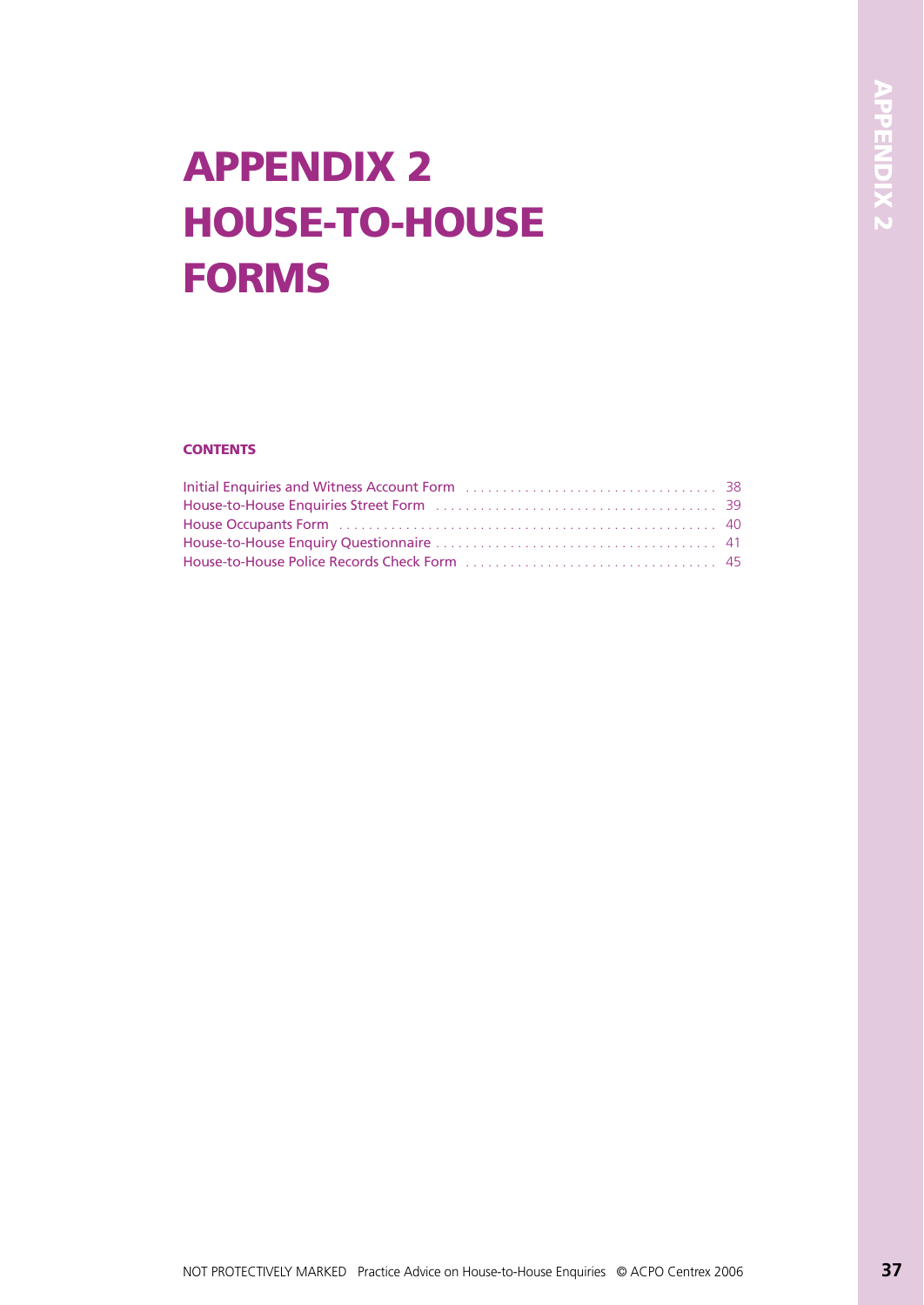# APPENDIX 2 HOUSE-TO-HOUSE FORMS

**CONTENTS**

| | |
|---|---|
| Initial Enquiries and Witness Account Form | 38 |
| House-to-House Enquiries Street Form | 39 |
| House Occupants Form | 40 |
| House-to-House Enquiry Questionnaire | 41 |
| House-to-House Police Records Check Form | 45 |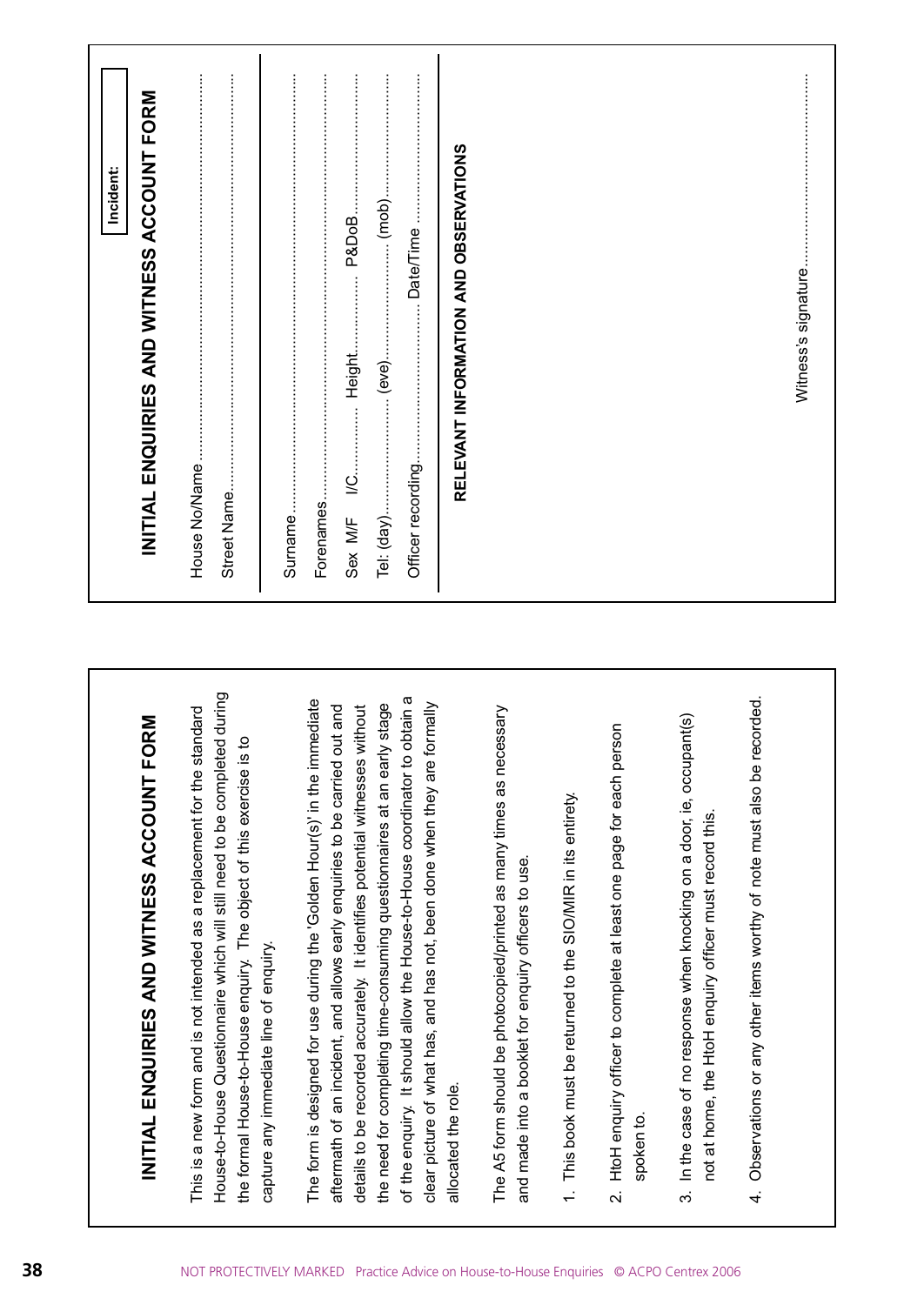# INITIAL ENQUIRIES AND WITNESS ACCOUNT FORM

This is a new form and is not intended as a replacement for the standard House-to-House Questionnaire which will still need to be completed during the formal House-to-House enquiry. The object of this exercise is to capture any immediate line of enquiry.

The form is designed for use during the 'Golden Hour(s)' in the immediate aftermath of an incident, and allows early enquiries to be carried out and details to be recorded accurately. It identifies potential witnesses without the need for completing time-consuming questionnaires at an early stage of the enquiry. It should allow the House-to-House coordinator to obtain a clear picture of what has, and has not, been done when they are formally allocated the role.

The A5 form should be photocopied/printed as many times as necessary and made into a booklet for enquiry officers to use.

1. This book must be returned to the SIO/MIR in its entirety.
2. HtoH enquiry officer to complete at least one page for each person spoken to.
3. In the case of no response when knocking on a door, ie, occupant(s) not at home, the HtoH enquiry officer must record this.
4. Observations or any other items worthy of note must also be recorded.

---

**Incident:**

# INITIAL ENQUIRIES AND WITNESS ACCOUNT FORM

House No/Name ..........................................................................

Street Name...............................................................................

Surname ...................................................................................

Forenames.................................................................................

Sex M/F I/C............. Height............ P&DoB..........................

Tel: (day)........................ (eve)..................... (mob)...................

Officer recording........................... Date/Time ..........................

**RELEVANT INFORMATION AND OBSERVATIONS**

Witness's signature........................................................................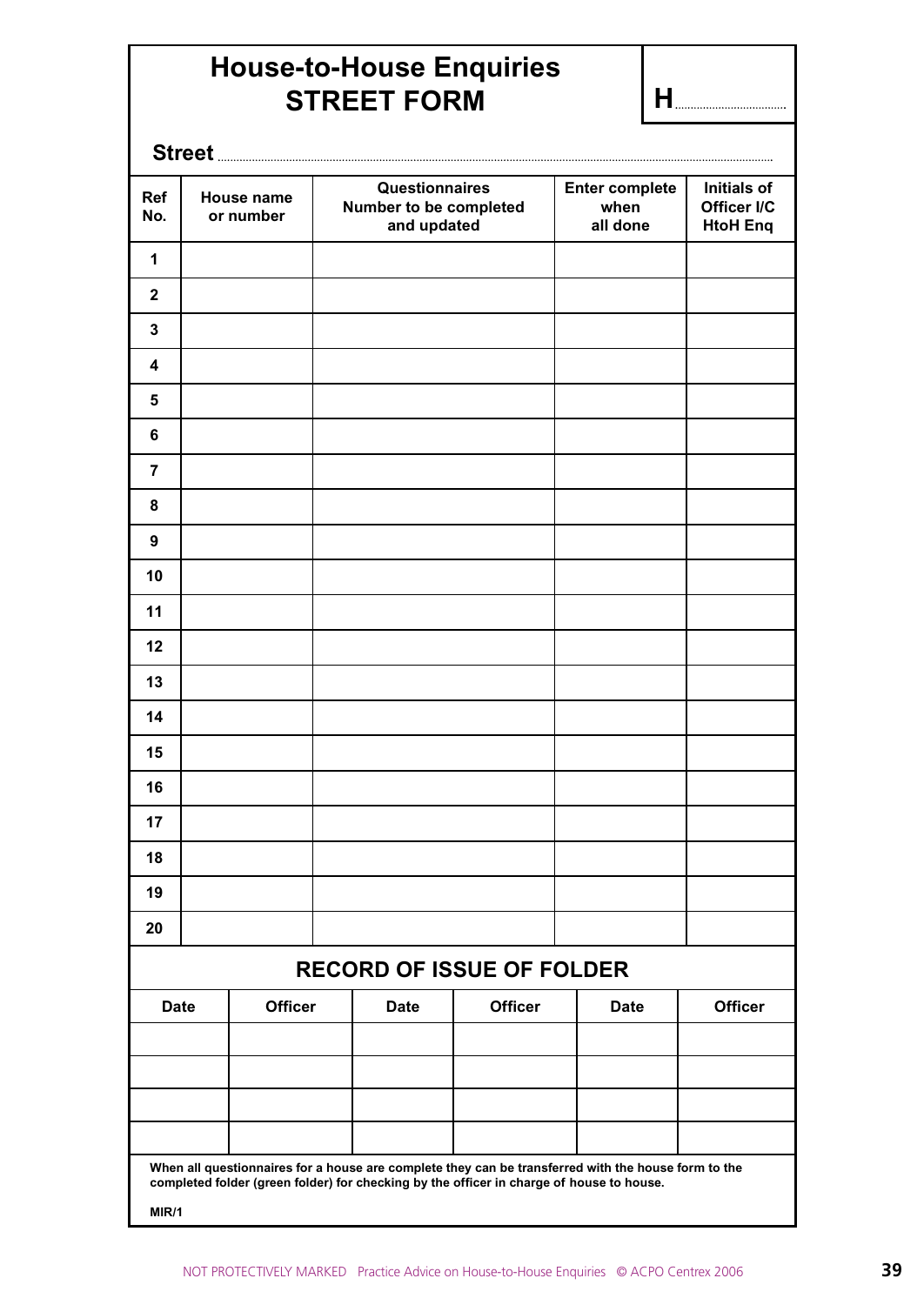# House-to-House Enquiries STREET FORM

**H**..................................

**Street** ..................................................................................................................................................................................

| Ref No. | House name or number | Questionnaires Number to be completed and updated | Enter complete when all done | Initials of Officer I/C HtoH Enq |
|---|---|---|---|---|
| 1 | | | | |
| 2 | | | | |
| 3 | | | | |
| 4 | | | | |
| 5 | | | | |
| 6 | | | | |
| 7 | | | | |
| 8 | | | | |
| 9 | | | | |
| 10 | | | | |
| 11 | | | | |
| 12 | | | | |
| 13 | | | | |
| 14 | | | | |
| 15 | | | | |
| 16 | | | | |
| 17 | | | | |
| 18 | | | | |
| 19 | | | | |
| 20 | | | | |

## RECORD OF ISSUE OF FOLDER

| Date | Officer | Date | Officer | Date | Officer |
|---|---|---|---|---|---|
| | | | | | |
| | | | | | |
| | | | | | |
| | | | | | |

**When all questionnaires for a house are complete they can be transferred with the house form to the completed folder (green folder) for checking by the officer in charge of house to house.**

**MIR/1**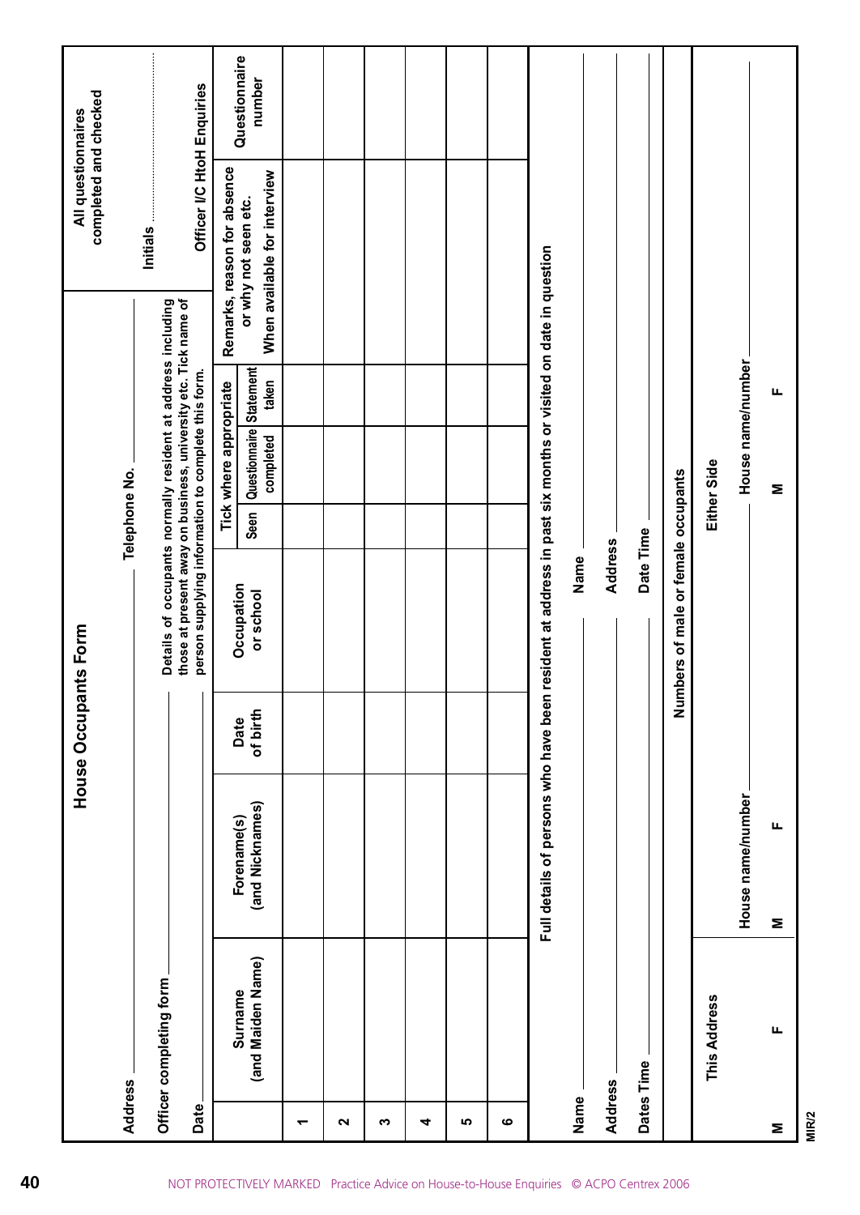# House Occupants Form

Address ______________________ Telephone No. ______________________

Officer completing form ______________________

Date ______________________

Details of occupants normally resident at address including those at present away on business, university etc. Tick name of person supplying information to complete this form.

All questionnaires completed and checked

Initials ..............................

Officer I/C HtoH Enquiries

| | Surname (and Maiden Name) | Forename(s) (and Nicknames) | Date of birth | Occupation or school | Tick where appropriate | | | Remarks, reason for absence or why not seen etc. When available for interview | Questionnaire number |
|---|---|---|---|---|---|---|---|---|---|
| | | | | | Seen | Questionnaire completed | Statement taken | | |
| 1 | | | | | | | | | |
| 2 | | | | | | | | | |
| 3 | | | | | | | | | |
| 4 | | | | | | | | | |
| 5 | | | | | | | | | |
| 6 | | | | | | | | | |

Full details of persons who have been resident at address in past six months or visited on date in question

Name ______________________ Name ______________________

Address ______________________ Address ______________________

Dates Time ______________________ Date Time ______________________

Numbers of male or female occupants

| This Address | | Either Side | | | |
|---|---|---|---|---|---|
| | | House name/number | | House name/number | |
| M | F | M | F | M | F |

MIR/2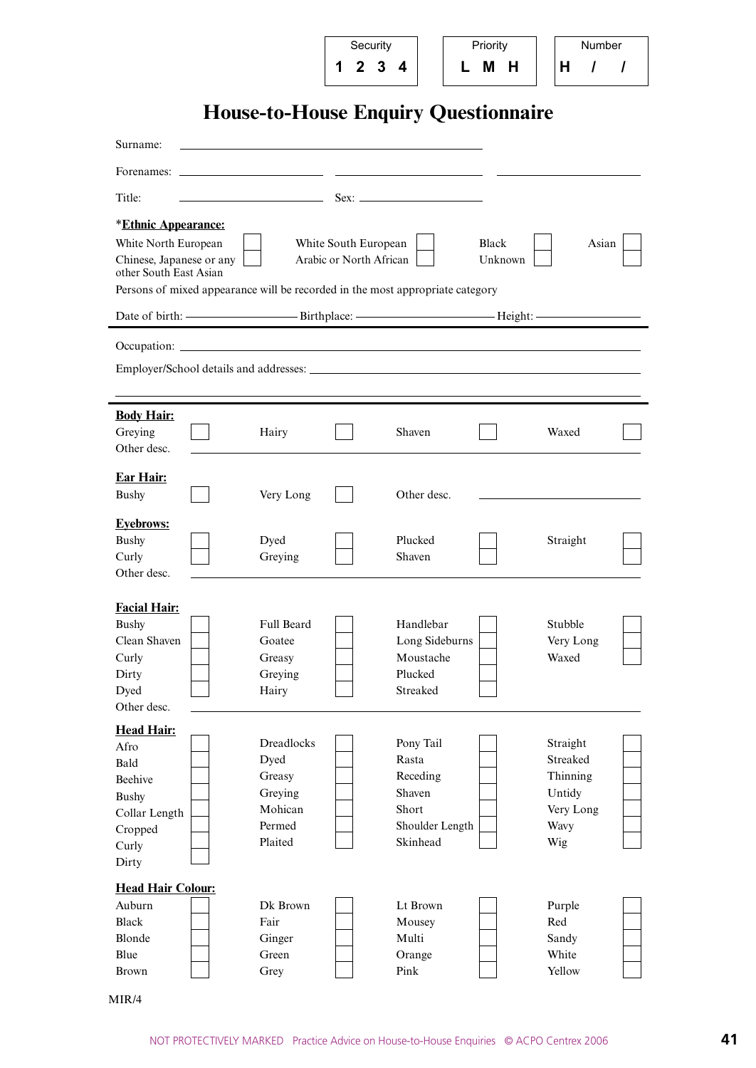| Security | Priority | Number |
|---|---|---|
| 1 2 3 4 | L M H | H / / |

# House-to-House Enquiry Questionnaire

Surname: ______________________

Forenames: ______________ ______________ ______________

Title: ______________ Sex: ______________

**\*Ethnic Appearance:**

| | | | | | | | |
|---|---|---|---|---|---|---|---|
| White North European | ☐ | White South European | ☐ | Black | ☐ | Asian | ☐ |
| Chinese, Japanese or any other South East Asian | ☐ | Arabic or North African | ☐ | Unknown | ☐ | | ☐ |

Persons of mixed appearance will be recorded in the most appropriate category

Date of birth: ______________ Birthplace: ______________ Height: ______________

Occupation: ______________________________

Employer/School details and addresses: ______________________________

______________________________

**Body Hair:**

| | | | | | | | |
|---|---|---|---|---|---|---|---|
| Greying | ☐ | Hairy | ☐ | Shaven | ☐ | Waxed | ☐ |

Other desc. ______________________________

**Ear Hair:**

| | | | | | |
|---|---|---|---|---|---|
| Bushy | ☐ | Very Long | ☐ | Other desc. | ______________ |

**Eyebrows:**

| | | | | | | | |
|---|---|---|---|---|---|---|---|
| Bushy | ☐ | Dyed | ☐ | Plucked | ☐ | Straight | ☐ |
| Curly | ☐ | Greying | ☐ | Shaven | ☐ | | ☐ |

Other desc. ______________________________

**Facial Hair:**

| | | | | | | | |
|---|---|---|---|---|---|---|---|
| Bushy | ☐ | Full Beard | ☐ | Handlebar | ☐ | Stubble | ☐ |
| Clean Shaven | ☐ | Goatee | ☐ | Long Sideburns | ☐ | Very Long | ☐ |
| Curly | ☐ | Greasy | ☐ | Moustache | ☐ | Waxed | ☐ |
| Dirty | ☐ | Greying | ☐ | Plucked | ☐ | | |
| Dyed | ☐ | Hairy | ☐ | Streaked | ☐ | | |

Other desc. ______________________________

**Head Hair:**

| | | | | | | | |
|---|---|---|---|---|---|---|---|
| Afro | ☐ | Dreadlocks | ☐ | Pony Tail | ☐ | Straight | ☐ |
| Bald | ☐ | Dyed | ☐ | Rasta | ☐ | Streaked | ☐ |
| Beehive | ☐ | Greasy | ☐ | Receding | ☐ | Thinning | ☐ |
| Bushy | ☐ | Greying | ☐ | Shaven | ☐ | Untidy | ☐ |
| Collar Length | ☐ | Mohican | ☐ | Short | ☐ | Very Long | ☐ |
| Cropped | ☐ | Permed | ☐ | Shoulder Length | ☐ | Wavy | ☐ |
| Curly | ☐ | Plaited | ☐ | Skinhead | ☐ | Wig | ☐ |
| Dirty | ☐ | | | | | | |

**Head Hair Colour:**

| | | | | | | | |
|---|---|---|---|---|---|---|---|
| Auburn | ☐ | Dk Brown | ☐ | Lt Brown | ☐ | Purple | ☐ |
| Black | ☐ | Fair | ☐ | Mousey | ☐ | Red | ☐ |
| Blonde | ☐ | Ginger | ☐ | Multi | ☐ | Sandy | ☐ |
| Blue | ☐ | Green | ☐ | Orange | ☐ | White | ☐ |
| Brown | ☐ | Grey | ☐ | Pink | ☐ | Yellow | ☐ |

MIR/4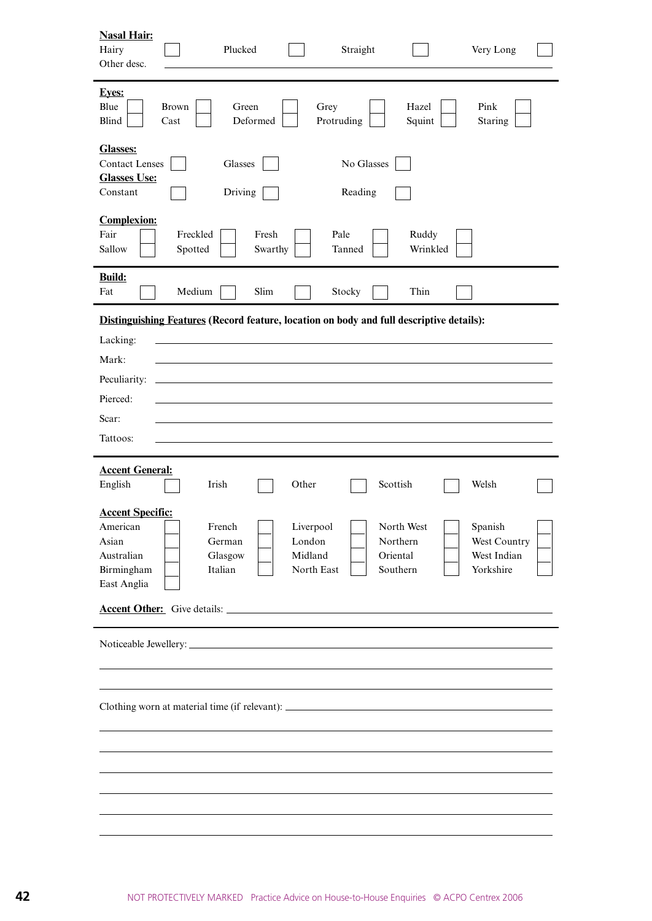**Nasal Hair:**

Hairy ☐ Plucked ☐ Straight ☐ Very Long ☐

Other desc. ______________________________

---

**Eyes:**

| | | | | | |
|---|---|---|---|---|---|
| Blue ☐ | Brown ☐ | Green ☐ | Grey ☐ | Hazel ☐ | Pink ☐ |
| Blind ☐ | Cast ☐ | Deformed ☐ | Protruding ☐ | Squint ☐ | Staring ☐ |

**Glasses:**

Contact Lenses ☐ Glasses ☐ No Glasses ☐

**Glasses Use:**

Constant ☐ Driving ☐ Reading ☐

**Complexion:**

| | | | | |
|---|---|---|---|---|
| Fair ☐ | Freckled ☐ | Fresh ☐ | Pale ☐ | Ruddy ☐ |
| Sallow ☐ | Spotted ☐ | Swarthy ☐ | Tanned ☐ | Wrinkled ☐ |

---

**Build:**

Fat ☐ Medium ☐ Slim ☐ Stocky ☐ Thin ☐

---

**Distinguishing Features (Record feature, location on body and full descriptive details):**

Lacking: ______________________________

Mark: ______________________________

Peculiarity: ______________________________

Pierced: ______________________________

Scar: ______________________________

Tattoos: ______________________________

---

**Accent General:**

English ☐ Irish ☐ Other ☐ Scottish ☐ Welsh ☐

**Accent Specific:**

| | | | | |
|---|---|---|---|---|
| American ☐ | French ☐ | Liverpool ☐ | North West ☐ | Spanish ☐ |
| Asian ☐ | German ☐ | London ☐ | Northern ☐ | West Country ☐ |
| Australian ☐ | Glasgow ☐ | Midland ☐ | Oriental ☐ | West Indian ☐ |
| Birmingham ☐ | Italian ☐ | North East ☐ | Southern ☐ | Yorkshire ☐ |
| East Anglia ☐ | | | | |

**Accent Other:** Give details: ______________________________

---

Noticeable Jewellery: ______________________________

______________________________

______________________________

Clothing worn at material time (if relevant): ______________________________

______________________________

______________________________

______________________________

______________________________

______________________________

______________________________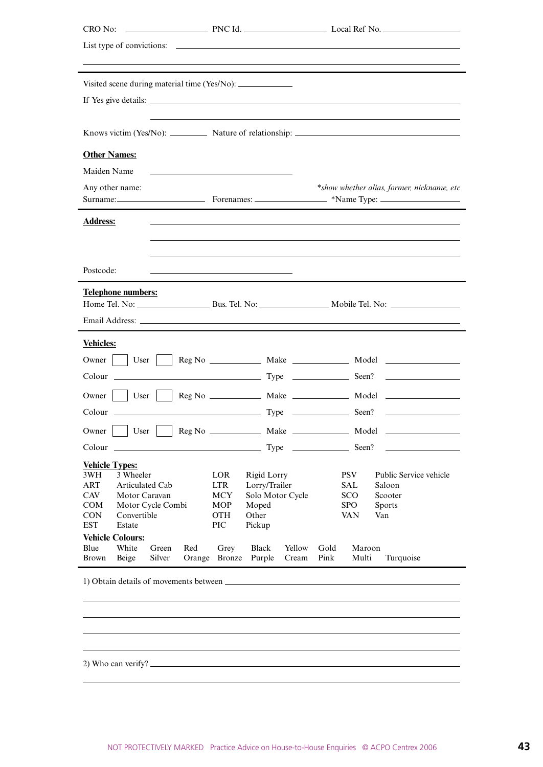CRO No: ________________ PNC Id. ________________ Local Ref No. ________________

List type of convictions: ____________________________________________

____________________________________________

---

Visited scene during material time (Yes/No): ____________

If Yes give details: ____________________________________________

____________________________________________

Knows victim (Yes/No): ________ Nature of relationship: ______________________________

**Other Names:**

Maiden Name ____________________________

Any other name: *show whether alias, former, nickname, etc*

Surname: ________________ Forenames: ________________ *Name Type: ________________

---

**Address:** ____________________________________________

____________________________________________

____________________________________________

Postcode: ____________________________

---

**Telephone numbers:**

Home Tel. No: ________________ Bus. Tel. No: ________________ Mobile Tel. No: ________________

Email Address: ____________________________________________

---

**Vehicles:**

Owner ☐ User ☐ Reg No ____________ Make ____________ Model ____________

Colour ________________________ Type ____________ Seen? ____________

Owner ☐ User ☐ Reg No ____________ Make ____________ Model ____________

Colour ________________________ Type ____________ Seen? ____________

Owner ☐ User ☐ Reg No ____________ Make ____________ Model ____________

Colour ________________________ Type ____________ Seen? ____________

**Vehicle Types:**

| | | | | | |
|---|---|---|---|---|---|
| 3WH | 3 Wheeler | LOR | Rigid Lorry | PSV | Public Service vehicle |
| ART | Articulated Cab | LTR | Lorry/Trailer | SAL | Saloon |
| CAV | Motor Caravan | MCY | Solo Motor Cycle | SCO | Scooter |
| COM | Motor Cycle Combi | MOP | Moped | SPO | Sports |
| CON | Convertible | OTH | Other | VAN | Van |
| EST | Estate | PIC | Pickup | | |

**Vehicle Colours:**

| | | | | | | | | | |
|---|---|---|---|---|---|---|---|---|---|
| Blue | White | Green | Red | Grey | Black | Yellow | Gold | Maroon | |
| Brown | Beige | Silver | Orange | Bronze | Purple | Cream | Pink | Multi | Turquoise |

---

1) Obtain details of movements between ____________________________________________

____________________________________________

____________________________________________

____________________________________________

____________________________________________

2) Who can verify? ____________________________________________

____________________________________________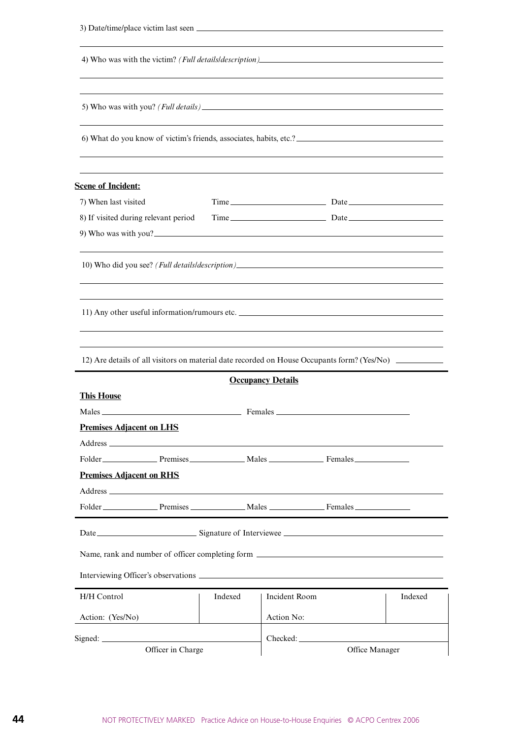3) Date/time/place victim last seen ______________________________________________

______________________________________________________________________________

4) Who was with the victim? *(Full details/description)* ____________________________

______________________________________________________________________________

______________________________________________________________________________

5) Who was with you? *(Full details)* ____________________________________________

______________________________________________________________________________

6) What do you know of victim's friends, associates, habits, etc.? __________________

______________________________________________________________________________

______________________________________________________________________________

**Scene of Incident:**

7) When last visited Time ______________ Date ______________

8) If visited during relevant period Time ______________ Date ______________

9) Who was with you? ______________________________________________________

______________________________________________________________________________

10) Who did you see? *(Full details/description)* ______________________________

______________________________________________________________________________

______________________________________________________________________________

11) Any other useful information/rumours etc. ________________________________

______________________________________________________________________________

______________________________________________________________________________

12) Are details of all visitors on material date recorded on House Occupants form? (Yes/No) __________

---

**Occupancy Details**

**This House**

Males ______________________ Females ______________________

**Premises Adjacent on LHS**

Address ______________________________________________________________________

Folder __________ Premises __________ Males __________ Females __________

**Premises Adjacent on RHS**

Address ______________________________________________________________________

Folder __________ Premises __________ Males __________ Females __________

---

Date ______________ Signature of Interviewee ______________________________

Name, rank and number of officer completing form ____________________________

Interviewing Officer's observations ______________________________________

| H/H Control | Indexed | Incident Room | Indexed |
|---|---|---|---|
| Action: (Yes/No) | | Action No: | |
| Signed: ______________ Officer in Charge | | Checked: ______________ Office Manager | |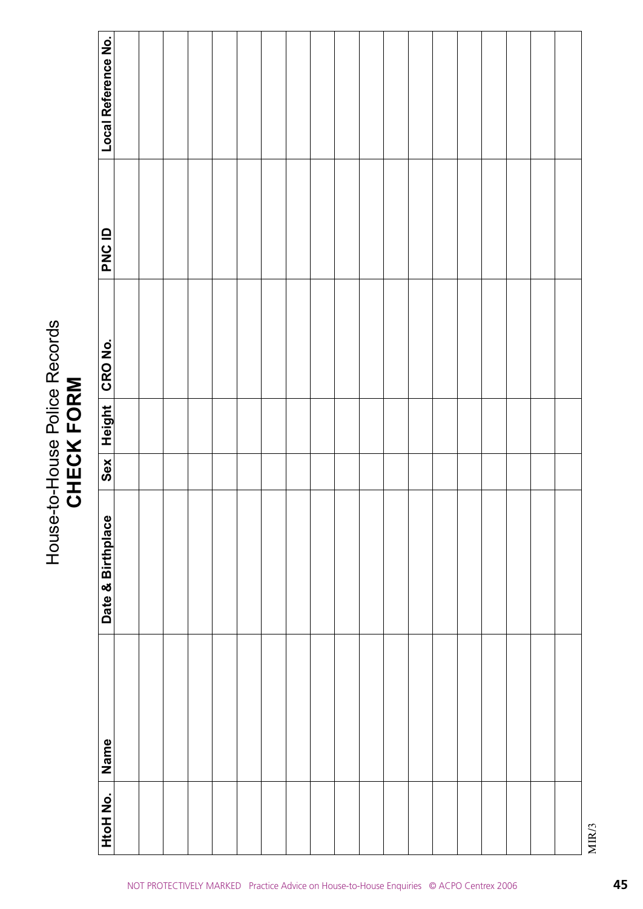# House-to-House Police Records
## CHECK FORM

| HtoH No. | Name | Date & Birthplace | Sex | Height | CRO No. | PNC ID | Local Reference No. |
|---|---|---|---|---|---|---|---|
| | | | | | | | |
| | | | | | | | |
| | | | | | | | |
| | | | | | | | |
| | | | | | | | |
| | | | | | | | |
| | | | | | | | |
| | | | | | | | |
| | | | | | | | |
| | | | | | | | |
| | | | | | | | |
| | | | | | | | |
| | | | | | | | |
| | | | | | | | |
| | | | | | | | |
| | | | | | | | |
| | | | | | | | |
| | | | | | | | |
| | | | | | | | |

MIR/3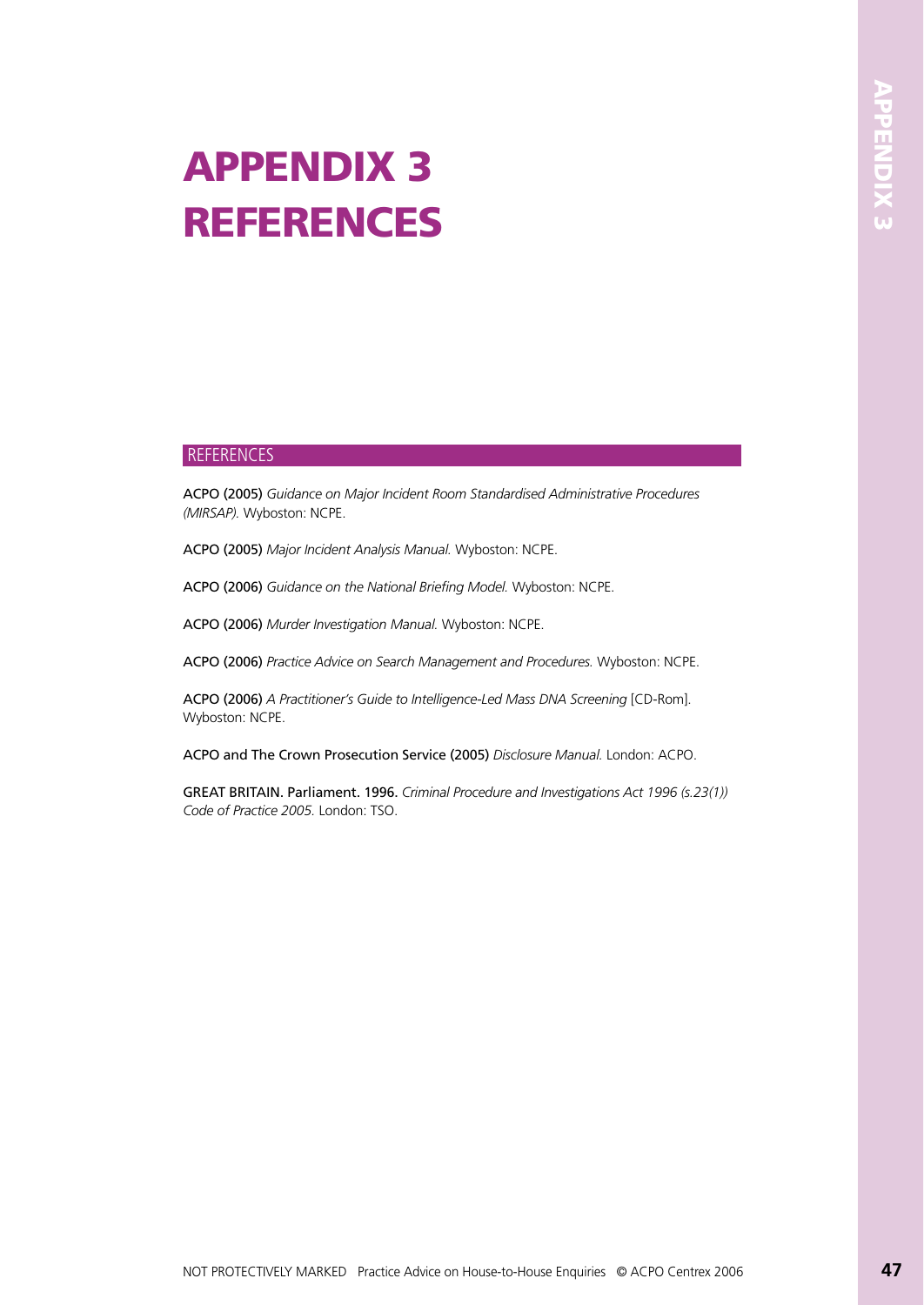# APPENDIX 3 REFERENCES

## REFERENCES

**ACPO (2005)** *Guidance on Major Incident Room Standardised Administrative Procedures (MIRSAP).* Wyboston: NCPE.

**ACPO (2005)** *Major Incident Analysis Manual.* Wyboston: NCPE.

**ACPO (2006)** *Guidance on the National Briefing Model.* Wyboston: NCPE.

**ACPO (2006)** *Murder Investigation Manual.* Wyboston: NCPE.

**ACPO (2006)** *Practice Advice on Search Management and Procedures.* Wyboston: NCPE.

**ACPO (2006)** *A Practitioner's Guide to Intelligence-Led Mass DNA Screening* [CD-Rom]. Wyboston: NCPE.

**ACPO and The Crown Prosecution Service (2005)** *Disclosure Manual.* London: ACPO.

**GREAT BRITAIN. Parliament. 1996.** *Criminal Procedure and Investigations Act 1996 (s.23(1)) Code of Practice 2005.* London: TSO.